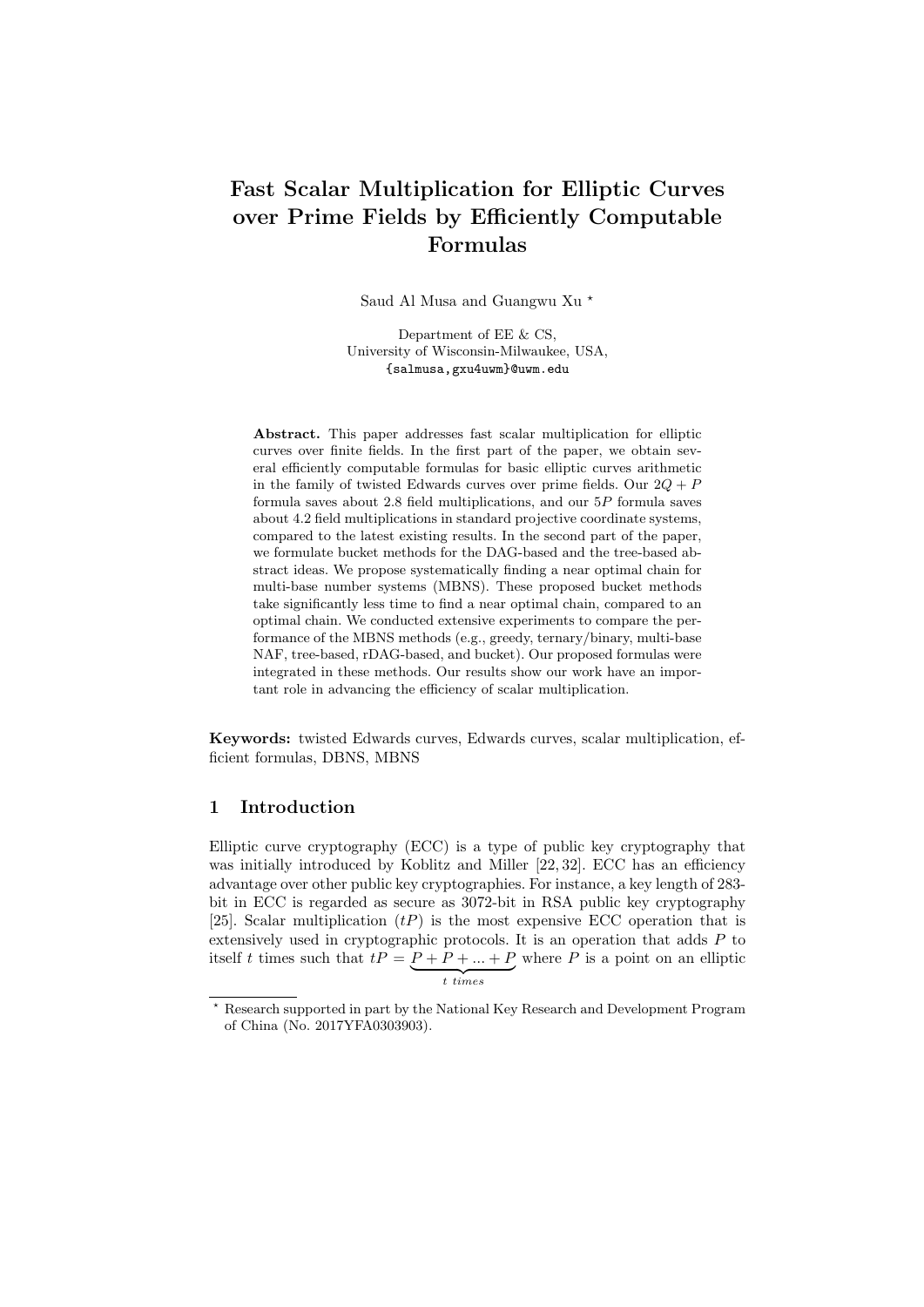# Fast Scalar Multiplication for Elliptic Curves over Prime Fields by Efficiently Computable Formulas

Saud Al Musa and Guangwu Xu [*]

Department of EE & CS,
University of Wisconsin-Milwaukee, USA,
{salmusa,gxu4uwm}@uwm.edu

**Abstract.** This paper addresses fast scalar multiplication for elliptic curves over finite fields. In the first part of the paper, we obtain several efficiently computable formulas for basic elliptic curves arithmetic in the family of twisted Edwards curves over prime fields. Our $2Q + P$ formula saves about 2.8 field multiplications, and our $5P$ formula saves about 4.2 field multiplications in standard projective coordinate systems, compared to the latest existing results. In the second part of the paper, we formulate bucket methods for the DAG-based and the tree-based abstract ideas. We propose systematically finding a near optimal chain for multi-base number systems (MBNS). These proposed bucket methods take significantly less time to find a near optimal chain, compared to an optimal chain. We conducted extensive experiments to compare the performance of the MBNS methods (e.g., greedy, ternary/binary, multi-base NAF, tree-based, rDAG-based, and bucket). Our proposed formulas were integrated in these methods. Our results show our work have an important role in advancing the efficiency of scalar multiplication.

**Keywords:** twisted Edwards curves, Edwards curves, scalar multiplication, efficient formulas, DBNS, MBNS

## 1 Introduction

Elliptic curve cryptography (ECC) is a type of public key cryptography that was initially introduced by Koblitz and Miller [22, 32]. ECC has an efficiency advantage over other public key cryptographies. For instance, a key length of 283-bit in ECC is regarded as secure as 3072-bit in RSA public key cryptography [25]. Scalar multiplication ($tP$) is the most expensive ECC operation that is extensively used in cryptographic protocols. It is an operation that adds $P$ to itself $t$ times such that $tP = \underbrace{P + P + ... + P}_{t\ times}$ where $P$ is a point on an elliptic

[*] Research supported in part by the National Key Research and Development Program of China (No. 2017YFA0303903).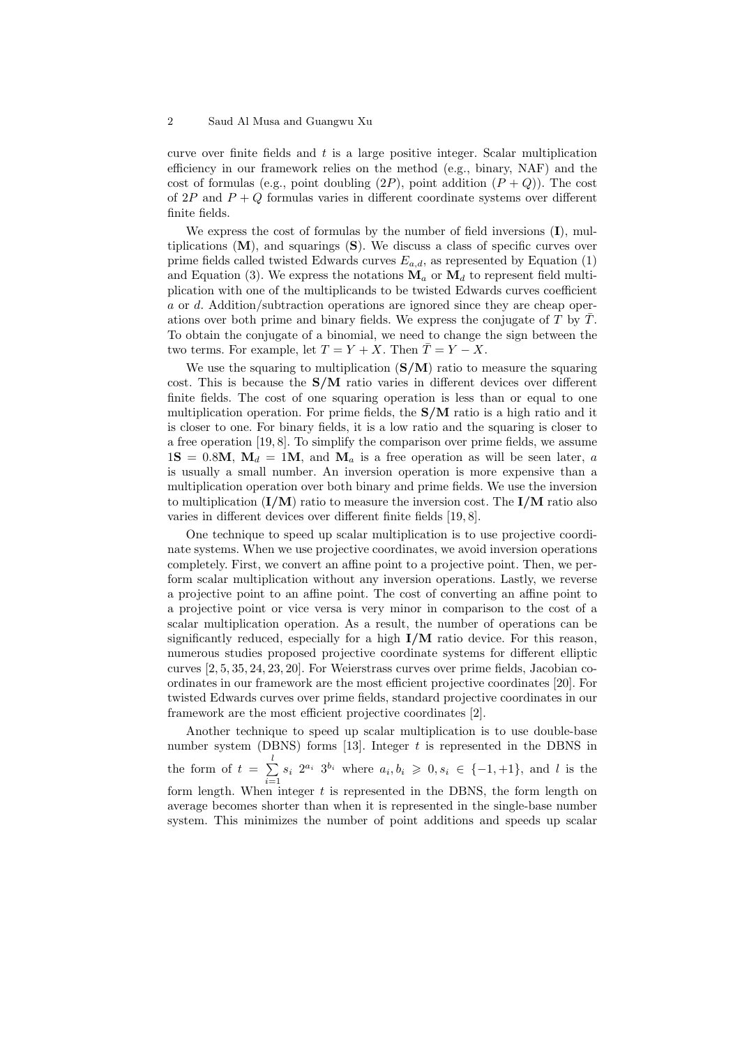curve over finite fields and $t$ is a large positive integer. Scalar multiplication efficiency in our framework relies on the method (e.g., binary, NAF) and the cost of formulas (e.g., point doubling ($2P$), point addition ($P + Q$)). The cost of $2P$ and $P + Q$ formulas varies in different coordinate systems over different finite fields.

We express the cost of formulas by the number of field inversions (**I**), multiplications (**M**), and squarings (**S**). We discuss a class of specific curves over prime fields called twisted Edwards curves $E_{a,d}$, as represented by Equation (1) and Equation (3). We express the notations $\mathbf{M}_a$ or $\mathbf{M}_d$ to represent field multiplication with one of the multiplicands to be twisted Edwards curves coefficient $a$ or $d$. Addition/subtraction operations are ignored since they are cheap operations over both prime and binary fields. We express the conjugate of $T$ by $\bar{T}$. To obtain the conjugate of a binomial, we need to change the sign between the two terms. For example, let $T = Y + X$. Then $\bar{T} = Y - X$.

We use the squaring to multiplication (**S/M**) ratio to measure the squaring cost. This is because the **S/M** ratio varies in different devices over different finite fields. The cost of one squaring operation is less than or equal to one multiplication operation. For prime fields, the **S/M** ratio is a high ratio and it is closer to one. For binary fields, it is a low ratio and the squaring is closer to a free operation [19, 8]. To simplify the comparison over prime fields, we assume $1\mathbf{S} = 0.8\mathbf{M}$, $\mathbf{M}_d = 1\mathbf{M}$, and $\mathbf{M}_a$ is a free operation as will be seen later, $a$ is usually a small number. An inversion operation is more expensive than a multiplication operation over both binary and prime fields. We use the inversion to multiplication (**I/M**) ratio to measure the inversion cost. The **I/M** ratio also varies in different devices over different finite fields [19, 8].

One technique to speed up scalar multiplication is to use projective coordinate systems. When we use projective coordinates, we avoid inversion operations completely. First, we convert an affine point to a projective point. Then, we perform scalar multiplication without any inversion operations. Lastly, we reverse a projective point to an affine point. The cost of converting an affine point to a projective point or vice versa is very minor in comparison to the cost of a scalar multiplication operation. As a result, the number of operations can be significantly reduced, especially for a high **I/M** ratio device. For this reason, numerous studies proposed projective coordinate systems for different elliptic curves [2, 5, 35, 24, 23, 20]. For Weierstrass curves over prime fields, Jacobian coordinates in our framework are the most efficient projective coordinates [20]. For twisted Edwards curves over prime fields, standard projective coordinates in our framework are the most efficient projective coordinates [2].

Another technique to speed up scalar multiplication is to use double-base number system (DBNS) forms [13]. Integer $t$ is represented in the DBNS in the form of $t = \sum_{i=1}^{l} s_i \; 2^{a_i} \; 3^{b_i}$ where $a_i, b_i \geqslant 0, s_i \in \{-1, +1\}$, and $l$ is the form length. When integer $t$ is represented in the DBNS, the form length on average becomes shorter than when it is represented in the single-base number system. This minimizes the number of point additions and speeds up scalar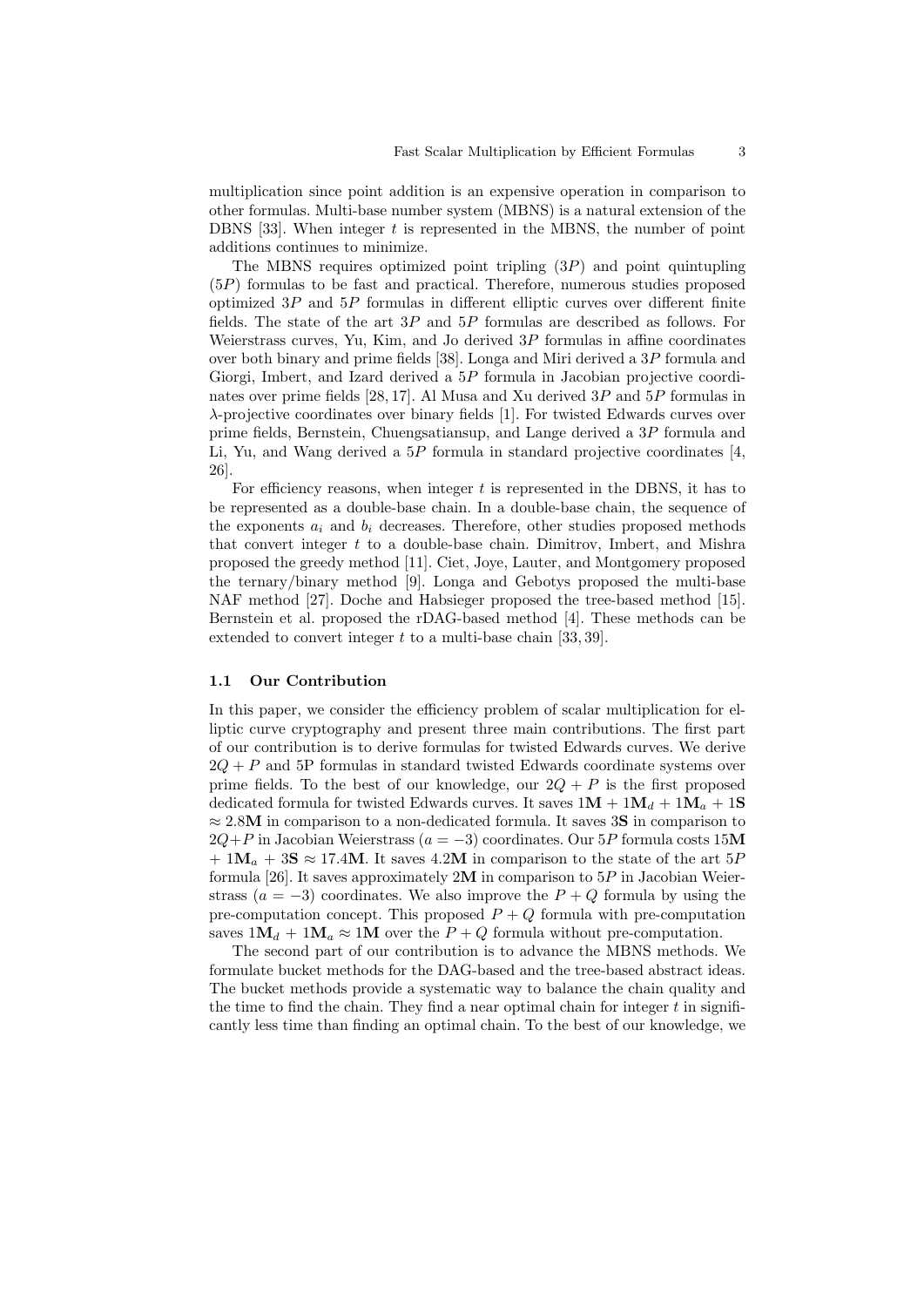multiplication since point addition is an expensive operation in comparison to other formulas. Multi-base number system (MBNS) is a natural extension of the DBNS [33]. When integer $t$ is represented in the MBNS, the number of point additions continues to minimize.

The MBNS requires optimized point tripling ($3P$) and point quintupling ($5P$) formulas to be fast and practical. Therefore, numerous studies proposed optimized $3P$ and $5P$ formulas in different elliptic curves over different finite fields. The state of the art $3P$ and $5P$ formulas are described as follows. For Weierstrass curves, Yu, Kim, and Jo derived $3P$ formulas in affine coordinates over both binary and prime fields [38]. Longa and Miri derived a $3P$ formula and Giorgi, Imbert, and Izard derived a $5P$ formula in Jacobian projective coordinates over prime fields [28, 17]. Al Musa and Xu derived $3P$ and $5P$ formulas in $\lambda$-projective coordinates over binary fields [1]. For twisted Edwards curves over prime fields, Bernstein, Chuengsatiansup, and Lange derived a $3P$ formula and Li, Yu, and Wang derived a $5P$ formula in standard projective coordinates [4, 26].

For efficiency reasons, when integer $t$ is represented in the DBNS, it has to be represented as a double-base chain. In a double-base chain, the sequence of the exponents $a_i$ and $b_i$ decreases. Therefore, other studies proposed methods that convert integer $t$ to a double-base chain. Dimitrov, Imbert, and Mishra proposed the greedy method [11]. Ciet, Joye, Lauter, and Montgomery proposed the ternary/binary method [9]. Longa and Gebotys proposed the multi-base NAF method [27]. Doche and Habsieger proposed the tree-based method [15]. Bernstein et al. proposed the rDAG-based method [4]. These methods can be extended to convert integer $t$ to a multi-base chain [33, 39].

### 1.1 Our Contribution

In this paper, we consider the efficiency problem of scalar multiplication for elliptic curve cryptography and present three main contributions. The first part of our contribution is to derive formulas for twisted Edwards curves. We derive $2Q+P$ and 5P formulas in standard twisted Edwards coordinate systems over prime fields. To the best of our knowledge, our $2Q+P$ is the first proposed dedicated formula for twisted Edwards curves. It saves $1\mathbf{M} + 1\mathbf{M}_d + 1\mathbf{M}_a + 1\mathbf{S} \approx 2.8\mathbf{M}$ in comparison to a non-dedicated formula. It saves $3\mathbf{S}$ in comparison to $2Q+P$ in Jacobian Weierstrass ($a = -3$) coordinates. Our $5P$ formula costs $15\mathbf{M} + 1\mathbf{M}_a + 3\mathbf{S} \approx 17.4\mathbf{M}$. It saves $4.2\mathbf{M}$ in comparison to the state of the art $5P$ formula [26]. It saves approximately $2\mathbf{M}$ in comparison to $5P$ in Jacobian Weierstrass ($a = -3$) coordinates. We also improve the $P+Q$ formula by using the pre-computation concept. This proposed $P+Q$ formula with pre-computation saves $1\mathbf{M}_d + 1\mathbf{M}_a \approx 1\mathbf{M}$ over the $P+Q$ formula without pre-computation.

The second part of our contribution is to advance the MBNS methods. We formulate bucket methods for the DAG-based and the tree-based abstract ideas. The bucket methods provide a systematic way to balance the chain quality and the time to find the chain. They find a near optimal chain for integer $t$ in significantly less time than finding an optimal chain. To the best of our knowledge, we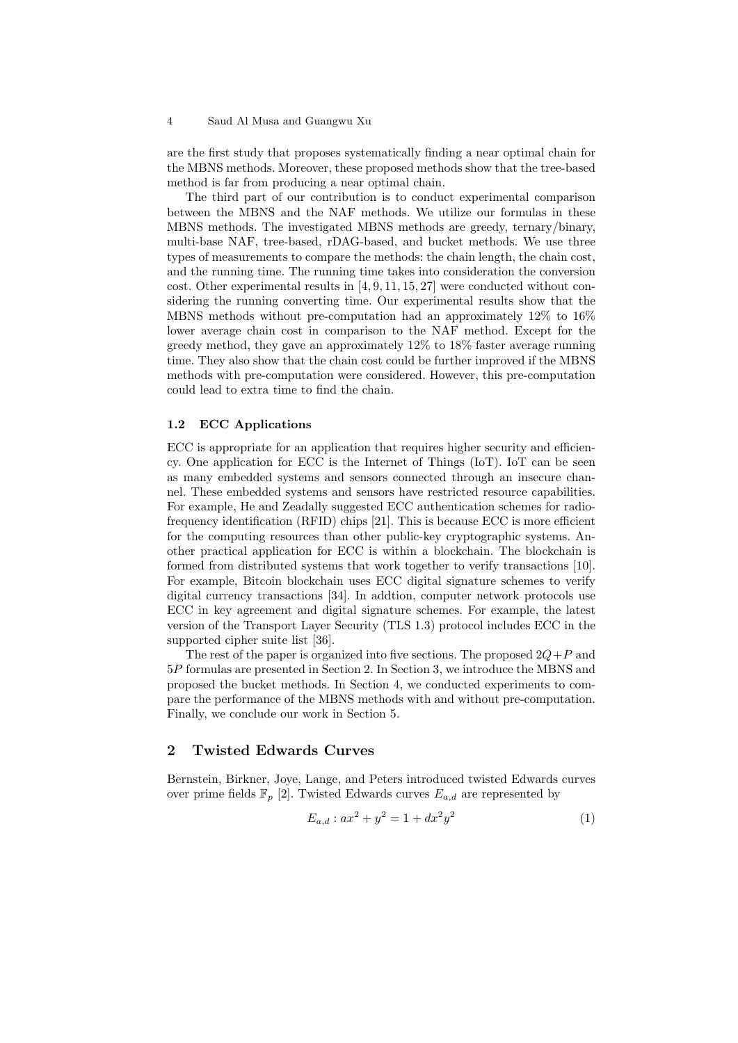are the first study that proposes systematically finding a near optimal chain for the MBNS methods. Moreover, these proposed methods show that the tree-based method is far from producing a near optimal chain.

The third part of our contribution is to conduct experimental comparison between the MBNS and the NAF methods. We utilize our formulas in these MBNS methods. The investigated MBNS methods are greedy, ternary/binary, multi-base NAF, tree-based, rDAG-based, and bucket methods. We use three types of measurements to compare the methods: the chain length, the chain cost, and the running time. The running time takes into consideration the conversion cost. Other experimental results in [4, 9, 11, 15, 27] were conducted without considering the running converting time. Our experimental results show that the MBNS methods without pre-computation had an approximately 12% to 16% lower average chain cost in comparison to the NAF method. Except for the greedy method, they gave an approximately 12% to 18% faster average running time. They also show that the chain cost could be further improved if the MBNS methods with pre-computation were considered. However, this pre-computation could lead to extra time to find the chain.

### 1.2 ECC Applications

ECC is appropriate for an application that requires higher security and efficiency. One application for ECC is the Internet of Things (IoT). IoT can be seen as many embedded systems and sensors connected through an insecure channel. These embedded systems and sensors have restricted resource capabilities. For example, He and Zeadally suggested ECC authentication schemes for radio-frequency identification (RFID) chips [21]. This is because ECC is more efficient for the computing resources than other public-key cryptographic systems. Another practical application for ECC is within a blockchain. The blockchain is formed from distributed systems that work together to verify transactions [10]. For example, Bitcoin blockchain uses ECC digital signature schemes to verify digital currency transactions [34]. In addtion, computer network protocols use ECC in key agreement and digital signature schemes. For example, the latest version of the Transport Layer Security (TLS 1.3) protocol includes ECC in the supported cipher suite list [36].

The rest of the paper is organized into five sections. The proposed $2Q+P$ and $5P$ formulas are presented in Section 2. In Section 3, we introduce the MBNS and proposed the bucket methods. In Section 4, we conducted experiments to compare the performance of the MBNS methods with and without pre-computation. Finally, we conclude our work in Section 5.

## 2 Twisted Edwards Curves

Bernstein, Birkner, Joye, Lange, and Peters introduced twisted Edwards curves over prime fields $\mathbb{F}_p$ [2]. Twisted Edwards curves $E_{a,d}$ are represented by

$$E_{a,d} : ax^2 + y^2 = 1 + dx^2y^2 \tag{1}$$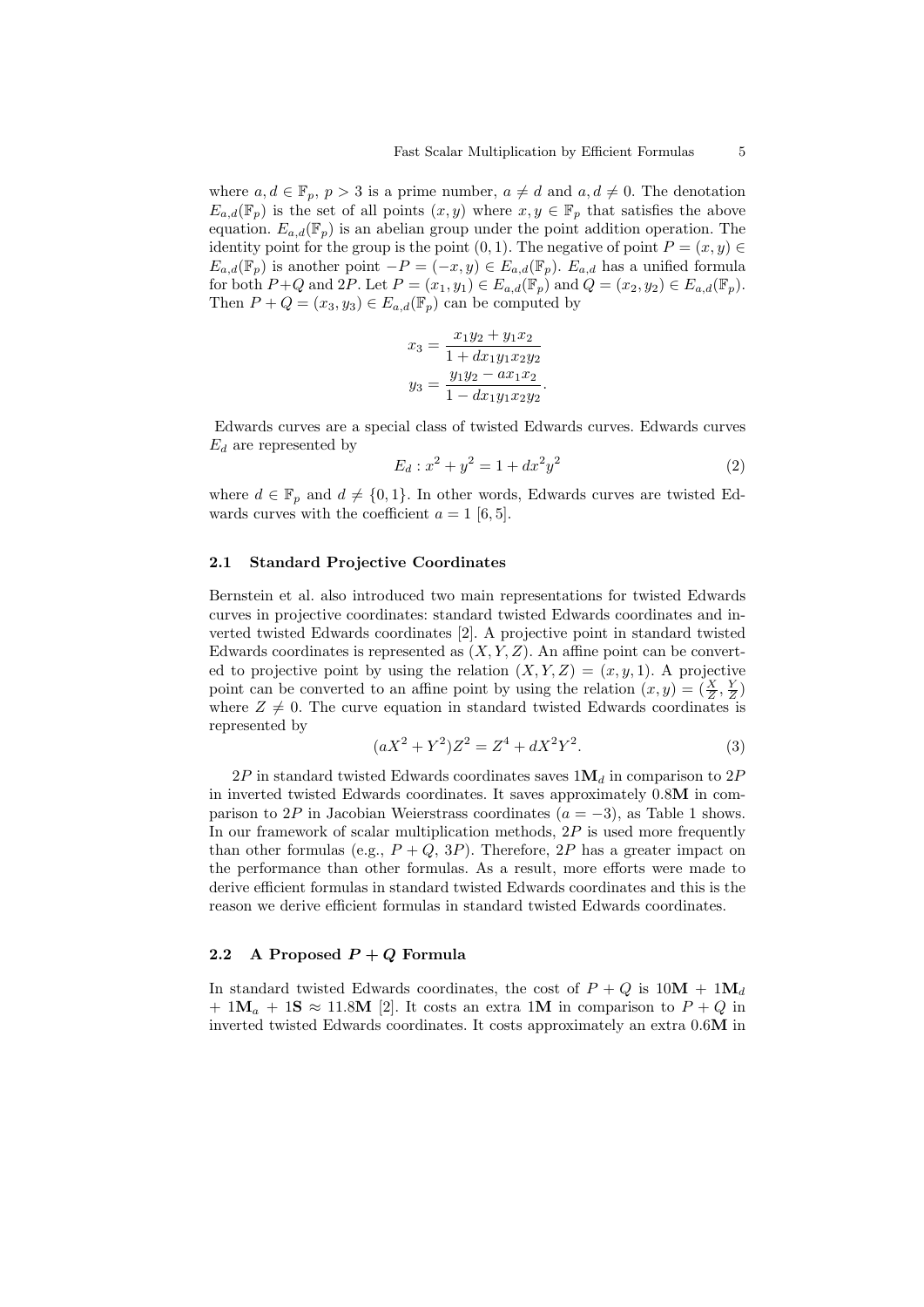where $a, d \in \mathbb{F}_p$, $p > 3$ is a prime number, $a \neq d$ and $a, d \neq 0$. The denotation $E_{a,d}(\mathbb{F}_p)$ is the set of all points $(x, y)$ where $x, y \in \mathbb{F}_p$ that satisfies the above equation. $E_{a,d}(\mathbb{F}_p)$ is an abelian group under the point addition operation. The identity point for the group is the point $(0, 1)$. The negative of point $P = (x, y) \in E_{a,d}(\mathbb{F}_p)$ is another point $-P = (-x, y) \in E_{a,d}(\mathbb{F}_p)$. $E_{a,d}$ has a unified formula for both $P+Q$ and $2P$. Let $P = (x_1, y_1) \in E_{a,d}(\mathbb{F}_p)$ and $Q = (x_2, y_2) \in E_{a,d}(\mathbb{F}_p)$. Then $P + Q = (x_3, y_3) \in E_{a,d}(\mathbb{F}_p)$ can be computed by

$$x_3 = \frac{x_1 y_2 + y_1 x_2}{1 + d x_1 y_1 x_2 y_2}$$
$$y_3 = \frac{y_1 y_2 - a x_1 x_2}{1 - d x_1 y_1 x_2 y_2}.$$

Edwards curves are a special class of twisted Edwards curves. Edwards curves $E_d$ are represented by

$$E_d : x^2 + y^2 = 1 + d x^2 y^2 \tag{2}$$

where $d \in \mathbb{F}_p$ and $d \neq \{0, 1\}$. In other words, Edwards curves are twisted Edwards curves with the coefficient $a = 1$ [6, 5].

### 2.1 Standard Projective Coordinates

Bernstein et al. also introduced two main representations for twisted Edwards curves in projective coordinates: standard twisted Edwards coordinates and inverted twisted Edwards coordinates [2]. A projective point in standard twisted Edwards coordinates is represented as $(X, Y, Z)$. An affine point can be converted to projective point by using the relation $(X, Y, Z) = (x, y, 1)$. A projective point can be converted to an affine point by using the relation $(x, y) = (\frac{X}{Z}, \frac{Y}{Z})$ where $Z \neq 0$. The curve equation in standard twisted Edwards coordinates is represented by

$$(aX^2 + Y^2)Z^2 = Z^4 + dX^2Y^2. \tag{3}$$

$2P$ in standard twisted Edwards coordinates saves $1\mathbf{M}_d$ in comparison to $2P$ in inverted twisted Edwards coordinates. It saves approximately $0.8\mathbf{M}$ in comparison to $2P$ in Jacobian Weierstrass coordinates $(a = -3)$, as Table 1 shows. In our framework of scalar multiplication methods, $2P$ is used more frequently than other formulas (e.g., $P + Q$, $3P$). Therefore, $2P$ has a greater impact on the performance than other formulas. As a result, more efforts were made to derive efficient formulas in standard twisted Edwards coordinates and this is the reason we derive efficient formulas in standard twisted Edwards coordinates.

### 2.2 A Proposed $P + Q$ Formula

In standard twisted Edwards coordinates, the cost of $P + Q$ is $10\mathbf{M} + 1\mathbf{M}_d + 1\mathbf{M}_a + 1\mathbf{S} \approx 11.8\mathbf{M}$ [2]. It costs an extra $1\mathbf{M}$ in comparison to $P + Q$ in inverted twisted Edwards coordinates. It costs approximately an extra $0.6\mathbf{M}$ in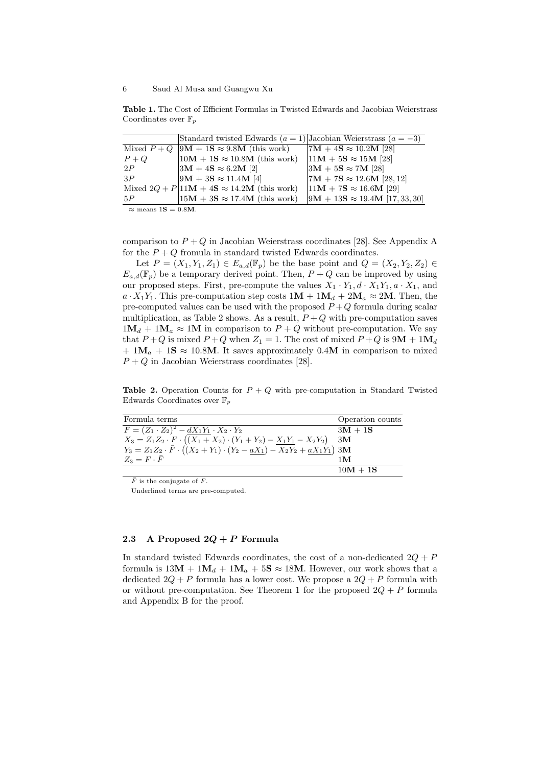**Table 1.** The Cost of Efficient Formulas in Twisted Edwards and Jacobian Weierstrass Coordinates over $\mathbb{F}_p$

| | Standard twisted Edwards ($a = 1$) | Jacobian Weierstrass ($a = -3$) |
|---|---|---|
| Mixed $P + Q$ | $9\mathbf{M} + 1\mathbf{S} \approx 9.8\mathbf{M}$ (this work) | $7\mathbf{M} + 4\mathbf{S} \approx 10.2\mathbf{M}$ [28] |
| $P + Q$ | $10\mathbf{M} + 1\mathbf{S} \approx 10.8\mathbf{M}$ (this work) | $11\mathbf{M} + 5\mathbf{S} \approx 15\mathbf{M}$ [28] |
| $2P$ | $3\mathbf{M} + 4\mathbf{S} \approx 6.2\mathbf{M}$ [2] | $3\mathbf{M} + 5\mathbf{S} \approx 7\mathbf{M}$ [28] |
| $3P$ | $9\mathbf{M} + 3\mathbf{S} \approx 11.4\mathbf{M}$ [4] | $7\mathbf{M} + 7\mathbf{S} \approx 12.6\mathbf{M}$ [28, 12] |
| Mixed $2Q + P$ | $11\mathbf{M} + 4\mathbf{S} \approx 14.2\mathbf{M}$ (this work) | $11\mathbf{M} + 7\mathbf{S} \approx 16.6\mathbf{M}$ [29] |
| $5P$ | $15\mathbf{M} + 3\mathbf{S} \approx 17.4\mathbf{M}$ (this work) | $9\mathbf{M} + 13\mathbf{S} \approx 19.4\mathbf{M}$ [17, 33, 30] |

$\approx$ means $1\mathbf{S} = 0.8\mathbf{M}$.

comparison to $P + Q$ in Jacobian Weierstrass coordinates [28]. See Appendix A for the $P + Q$ fromula in standard twisted Edwards coordinates.

Let $P = (X_1, Y_1, Z_1) \in E_{a,d}(\mathbb{F}_p)$ be the base point and $Q = (X_2, Y_2, Z_2) \in E_{a,d}(\mathbb{F}_p)$ be a temporary derived point. Then, $P + Q$ can be improved by using our proposed steps. First, pre-compute the values $X_1 \cdot Y_1, d \cdot X_1Y_1, a \cdot X_1$, and $a \cdot X_1Y_1$. This pre-computation step costs $1\mathbf{M} + 1\mathbf{M}_d + 2\mathbf{M}_a \approx 2\mathbf{M}$. Then, the pre-computed values can be used with the proposed $P + Q$ formula during scalar multiplication, as Table 2 shows. As a result, $P + Q$ with pre-computation saves $1\mathbf{M}_d + 1\mathbf{M}_a \approx 1\mathbf{M}$ in comparison to $P + Q$ without pre-computation. We say that $P + Q$ is mixed $P + Q$ when $Z_1 = 1$. The cost of mixed $P + Q$ is $9\mathbf{M} + 1\mathbf{M}_d + 1\mathbf{M}_a + 1\mathbf{S} \approx 10.8\mathbf{M}$. It saves approximately $0.4\mathbf{M}$ in comparison to mixed $P + Q$ in Jacobian Weierstrass coordinates [28].

**Table 2.** Operation Counts for $P + Q$ with pre-computation in Standard Twisted Edwards Coordinates over $\mathbb{F}_p$

| Formula terms | Operation counts |
|---|---|
| $F = (Z_1 \cdot Z_2)^2 - \underline{dX_1Y_1} \cdot X_2 \cdot Y_2$ | $3\mathbf{M} + 1\mathbf{S}$ |
| $X_3 = Z_1Z_2 \cdot F \cdot \left((X_1 + X_2) \cdot (Y_1 + Y_2) - \underline{X_1Y_1} - X_2Y_2\right)$ | $3\mathbf{M}$ |
| $Y_3 = Z_1Z_2 \cdot \bar{F} \cdot \left((X_2 + Y_1) \cdot (Y_2 - \underline{aX_1}) - X_2Y_2 + \underline{aX_1Y_1}\right)$ | $3\mathbf{M}$ |
| $Z_3 = F \cdot \bar{F}$ | $1\mathbf{M}$ |
| | $10\mathbf{M} + 1\mathbf{S}$ |

$\bar{F}$ is the conjugate of $F$.

Underlined terms are pre-computed.

### 2.3 A Proposed $2Q + P$ Formula

In standard twisted Edwards coordinates, the cost of a non-dedicated $2Q + P$ formula is $13\mathbf{M} + 1\mathbf{M}_d + 1\mathbf{M}_a + 5\mathbf{S} \approx 18\mathbf{M}$. However, our work shows that a dedicated $2Q + P$ formula has a lower cost. We propose a $2Q + P$ formula with or without pre-computation. See Theorem 1 for the proposed $2Q + P$ formula and Appendix B for the proof.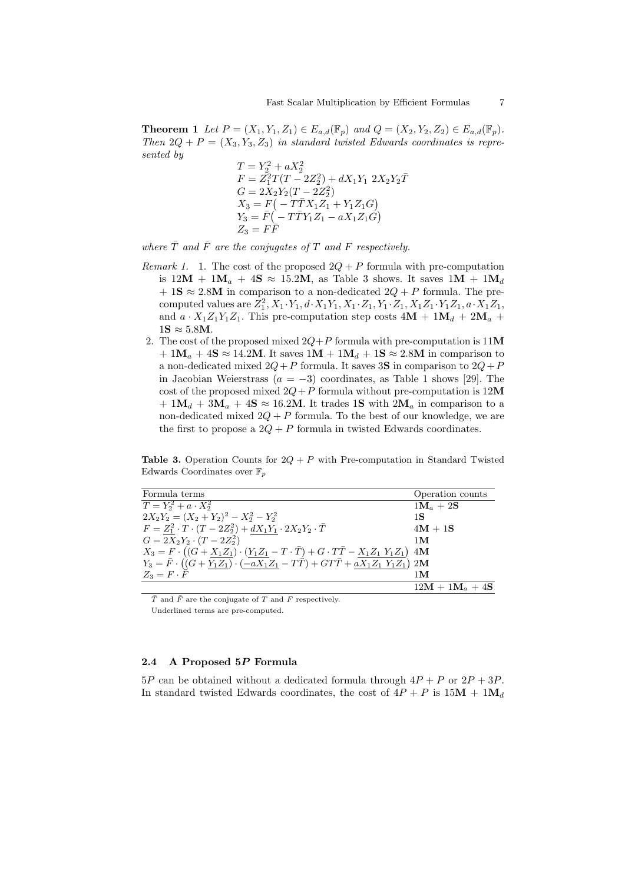**Theorem 1** *Let $P = (X_1, Y_1, Z_1) \in E_{a,d}(\mathbb{F}_p)$ and $Q = (X_2, Y_2, Z_2) \in E_{a,d}(\mathbb{F}_p)$. Then $2Q + P = (X_3, Y_3, Z_3)$ in standard twisted Edwards coordinates is represented by*

$$
\begin{aligned}
T &= Y_2^2 + aX_2^2 \\
F &= Z_1^2 T(T - 2Z_2^2) + dX_1Y_1 \; 2X_2Y_2\bar{T} \\
G &= 2X_2Y_2(T - 2Z_2^2) \\
X_3 &= F\big( - T\bar{T}X_1Z_1 + Y_1Z_1G\big) \\
Y_3 &= \bar{F}\big( - T\bar{T}Y_1Z_1 - aX_1Z_1G\big) \\
Z_3 &= F\bar{F}
\end{aligned}
$$

*where $\bar{T}$ and $\bar{F}$ are the conjugates of $T$ and $F$ respectively.*

*Remark 1.* 1. The cost of the proposed $2Q + P$ formula with pre-computation is $12\mathbf{M} + 1\mathbf{M}_a + 4\mathbf{S} \approx 15.2\mathbf{M}$, as Table 3 shows. It saves $1\mathbf{M} + 1\mathbf{M}_d + 1\mathbf{S} \approx 2.8\mathbf{M}$ in comparison to a non-dedicated $2Q + P$ formula. The pre-computed values are $Z_1^2, X_1 \cdot Y_1, d \cdot X_1Y_1, X_1 \cdot Z_1, Y_1 \cdot Z_1, X_1Z_1 \cdot Y_1Z_1, a \cdot X_1Z_1$, and $a \cdot X_1Z_1Y_1Z_1$. This pre-computation step costs $4\mathbf{M} + 1\mathbf{M}_d + 2\mathbf{M}_a + 1\mathbf{S} \approx 5.8\mathbf{M}$.

2. The cost of the proposed mixed $2Q+P$ formula with pre-computation is $11\mathbf{M} + 1\mathbf{M}_a + 4\mathbf{S} \approx 14.2\mathbf{M}$. It saves $1\mathbf{M} + 1\mathbf{M}_d + 1\mathbf{S} \approx 2.8\mathbf{M}$ in comparison to a non-dedicated mixed $2Q+P$ formula. It saves $3\mathbf{S}$ in comparison to $2Q+P$ in Jacobian Weierstrass ($a = -3$) coordinates, as Table 1 shows [29]. The cost of the proposed mixed $2Q+P$ formula without pre-computation is $12\mathbf{M} + 1\mathbf{M}_d + 3\mathbf{M}_a + 4\mathbf{S} \approx 16.2\mathbf{M}$. It trades $1\mathbf{S}$ with $2\mathbf{M}_a$ in comparison to a non-dedicated mixed $2Q + P$ formula. To the best of our knowledge, we are the first to propose a $2Q + P$ formula in twisted Edwards coordinates.

**Table 3.** Operation Counts for $2Q + P$ with Pre-computation in Standard Twisted Edwards Coordinates over $\mathbb{F}_p$

| Formula terms | Operation counts |
|---|---|
| $T = Y_2^2 + a \cdot X_2^2$ | $1\mathbf{M}_a + 2\mathbf{S}$ |
| $2X_2Y_2 = (X_2 + Y_2)^2 - X_2^2 - Y_2^2$ | $1\mathbf{S}$ |
| $F = \underline{Z_1^2} \cdot T \cdot (T - 2Z_2^2) + \underline{dX_1Y_1} \cdot 2X_2Y_2 \cdot \bar{T}$ | $4\mathbf{M} + 1\mathbf{S}$ |
| $G = 2X_2Y_2 \cdot (T - 2Z_2^2)$ | $1\mathbf{M}$ |
| $X_3 = F \cdot \big((G + \underline{X_1Z_1}) \cdot (\underline{Y_1Z_1} - T \cdot \bar{T}) + G \cdot T\bar{T} - \underline{X_1Z_1\ Y_1Z_1}\big)$ | $4\mathbf{M}$ |
| $Y_3 = \bar{F} \cdot \big((G + \underline{Y_1Z_1}) \cdot (\underline{-aX_1Z_1} - T\bar{T}) + GT\bar{T} + \underline{aX_1Z_1\ Y_1Z_1}\big)$ | $2\mathbf{M}$ |
| $Z_3 = F \cdot \bar{F}$ | $1\mathbf{M}$ |
| | $12\mathbf{M} + 1\mathbf{M}_a + 4\mathbf{S}$ |

$\bar{T}$ and $\bar{F}$ are the conjugate of $T$ and $F$ respectively.

Underlined terms are pre-computed.

### 2.4 A Proposed $5P$ Formula

$5P$ can be obtained without a dedicated formula through $4P + P$ or $2P + 3P$. In standard twisted Edwards coordinates, the cost of $4P + P$ is $15\mathbf{M} + 1\mathbf{M}_d$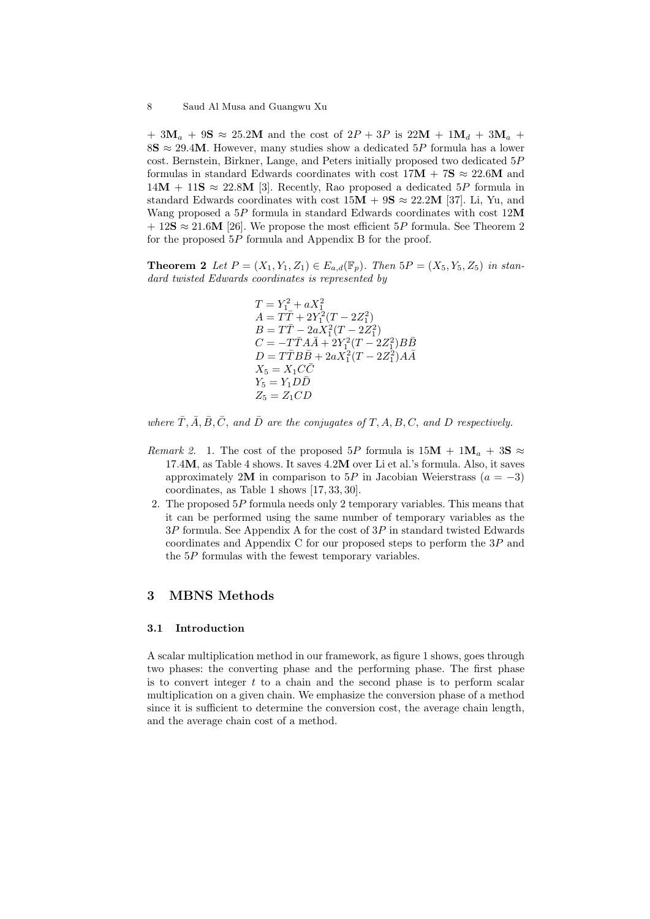+ $3\mathbf{M}_a$ + $9\mathbf{S} \approx 25.2\mathbf{M}$ and the cost of $2P + 3P$ is $22\mathbf{M} + 1\mathbf{M}_d + 3\mathbf{M}_a + 8\mathbf{S} \approx 29.4\mathbf{M}$. However, many studies show a dedicated $5P$ formula has a lower cost. Bernstein, Birkner, Lange, and Peters initially proposed two dedicated $5P$ formulas in standard Edwards coordinates with cost $17\mathbf{M} + 7\mathbf{S} \approx 22.6\mathbf{M}$ and $14\mathbf{M} + 11\mathbf{S} \approx 22.8\mathbf{M}$ [3]. Recently, Rao proposed a dedicated $5P$ formula in standard Edwards coordinates with cost $15\mathbf{M} + 9\mathbf{S} \approx 22.2\mathbf{M}$ [37]. Li, Yu, and Wang proposed a $5P$ formula in standard Edwards coordinates with cost $12\mathbf{M} + 12\mathbf{S} \approx 21.6\mathbf{M}$ [26]. We propose the most efficient $5P$ formula. See Theorem 2 for the proposed $5P$ formula and Appendix B for the proof.

**Theorem 2** *Let $P = (X_1, Y_1, Z_1) \in E_{a,d}(\mathbb{F}_p)$. Then $5P = (X_5, Y_5, Z_5)$ in standard twisted Edwards coordinates is represented by*

$$
\begin{aligned}
T &= Y_1^2 + aX_1^2 \\
A &= T\bar{T} + 2Y_1^2(T - 2Z_1^2) \\
B &= T\bar{T} - 2aX_1^2(T - 2Z_1^2) \\
C &= -T\bar{T}A\bar{A} + 2Y_1^2(T - 2Z_1^2)B\bar{B} \\
D &= T\bar{T}B\bar{B} + 2aX_1^2(T - 2Z_1^2)A\bar{A} \\
X_5 &= X_1 C\bar{C} \\
Y_5 &= Y_1 D\bar{D} \\
Z_5 &= Z_1 CD
\end{aligned}
$$

*where $\bar{T}, \bar{A}, \bar{B}, \bar{C}$, and $\bar{D}$ are the conjugates of $T, A, B, C$, and $D$ respectively.*

*Remark 2.*
1. The cost of the proposed $5P$ formula is $15\mathbf{M} + 1\mathbf{M}_a + 3\mathbf{S} \approx 17.4\mathbf{M}$, as Table 4 shows. It saves $4.2\mathbf{M}$ over Li et al.'s formula. Also, it saves approximately $2\mathbf{M}$ in comparison to $5P$ in Jacobian Weierstrass ($a = -3$) coordinates, as Table 1 shows [17, 33, 30].
2. The proposed $5P$ formula needs only 2 temporary variables. This means that it can be performed using the same number of temporary variables as the $3P$ formula. See Appendix A for the cost of $3P$ in standard twisted Edwards coordinates and Appendix C for our proposed steps to perform the $3P$ and the $5P$ formulas with the fewest temporary variables.

## 3 MBNS Methods

### 3.1 Introduction

A scalar multiplication method in our framework, as figure 1 shows, goes through two phases: the converting phase and the performing phase. The first phase is to convert integer $t$ to a chain and the second phase is to perform scalar multiplication on a given chain. We emphasize the conversion phase of a method since it is sufficient to determine the conversion cost, the average chain length, and the average chain cost of a method.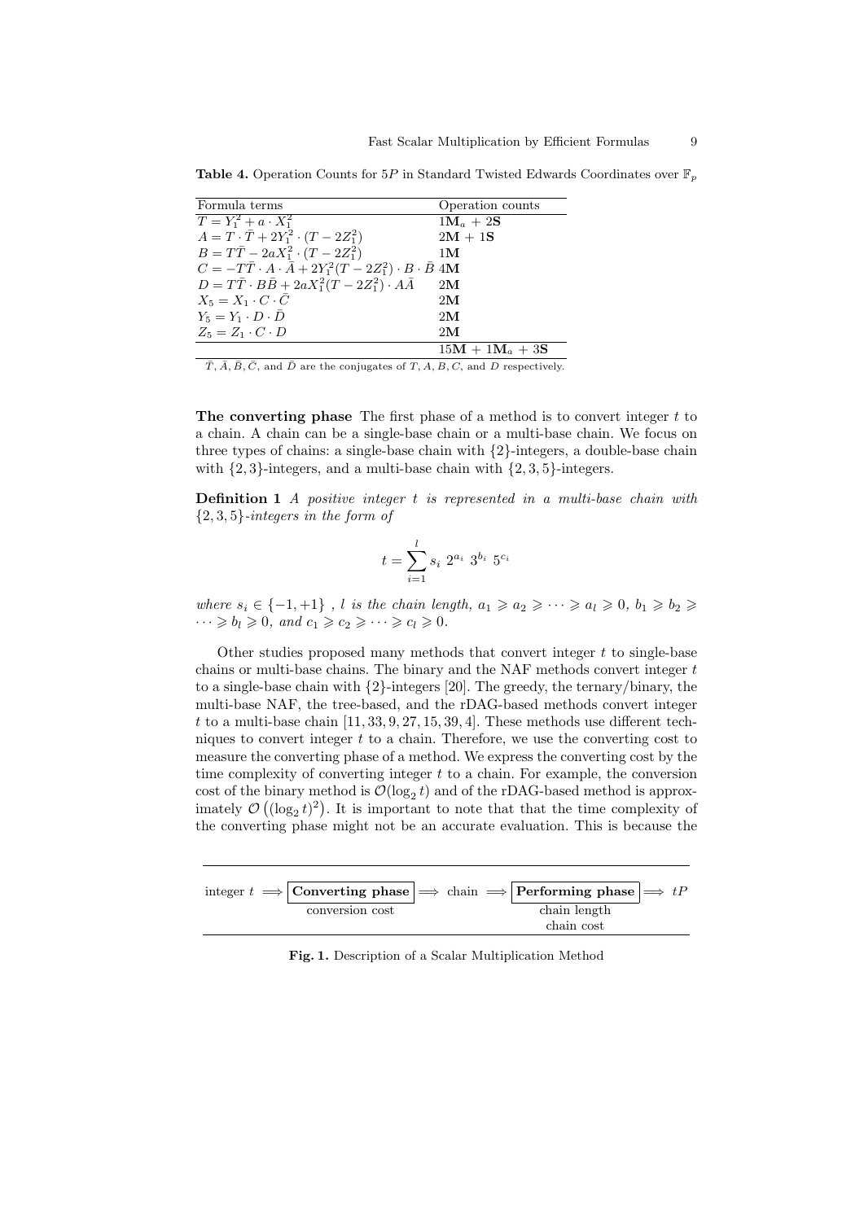**Table 4.** Operation Counts for $5P$ in Standard Twisted Edwards Coordinates over $\mathbb{F}_p$

| Formula terms | Operation counts |
|---|---|
| $T = Y_1^2 + a \cdot X_1^2$ | $1\mathbf{M}_a + 2\mathbf{S}$ |
| $A = T \cdot \bar{T} + 2Y_1^2 \cdot (T - 2Z_1^2)$ | $2\mathbf{M} + 1\mathbf{S}$ |
| $B = T\bar{T} - 2aX_1^2 \cdot (T - 2Z_1^2)$ | $1\mathbf{M}$ |
| $C = -T\bar{T} \cdot A \cdot \bar{A} + 2Y_1^2(T - 2Z_1^2) \cdot B \cdot \bar{B}$ | $4\mathbf{M}$ |
| $D = T\bar{T} \cdot B\bar{B} + 2aX_1^2(T - 2Z_1^2) \cdot A\bar{A}$ | $2\mathbf{M}$ |
| $X_5 = X_1 \cdot C \cdot \bar{C}$ | $2\mathbf{M}$ |
| $Y_5 = Y_1 \cdot D \cdot \bar{D}$ | $2\mathbf{M}$ |
| $Z_5 = Z_1 \cdot C \cdot D$ | $2\mathbf{M}$ |
| | $15\mathbf{M} + 1\mathbf{M}_a + 3\mathbf{S}$ |

$\bar{T}, \bar{A}, \bar{B}, \bar{C}$, and $\bar{D}$ are the conjugates of $T, A, B, C$, and $D$ respectively.

**The converting phase** The first phase of a method is to convert integer $t$ to a chain. A chain can be a single-base chain or a multi-base chain. We focus on three types of chains: a single-base chain with $\{2\}$-integers, a double-base chain with $\{2,3\}$-integers, and a multi-base chain with $\{2,3,5\}$-integers.

**Definition 1** *A positive integer $t$ is represented in a multi-base chain with $\{2,3,5\}$-integers in the form of*

$$t = \sum_{i=1}^{l} s_i \ 2^{a_i} \ 3^{b_i} \ 5^{c_i}$$

*where $s_i \in \{-1, +1\}$ , $l$ is the chain length, $a_1 \geqslant a_2 \geqslant \cdots \geqslant a_l \geqslant 0$, $b_1 \geqslant b_2 \geqslant \cdots \geqslant b_l \geqslant 0$, and $c_1 \geqslant c_2 \geqslant \cdots \geqslant c_l \geqslant 0$.*

Other studies proposed many methods that convert integer $t$ to single-base chains or multi-base chains. The binary and the NAF methods convert integer $t$ to a single-base chain with $\{2\}$-integers [20]. The greedy, the ternary/binary, the multi-base NAF, the tree-based, and the rDAG-based methods convert integer $t$ to a multi-base chain [11, 33, 9, 27, 15, 39, 4]. These methods use different techniques to convert integer $t$ to a chain. Therefore, we use the converting cost to measure the converting phase of a method. We express the converting cost by the time complexity of converting integer $t$ to a chain. For example, the conversion cost of the binary method is $\mathcal{O}(\log_2 t)$ and of the rDAG-based method is approximately $\mathcal{O}\left((\log_2 t)^2\right)$. It is important to note that that the time complexity of the converting phase might not be an accurate evaluation. This is because the

integer $t \implies$ **Converting phase** (conversion cost) $\implies$ chain $\implies$ **Performing phase** (chain length, chain cost) $\implies tP$

**Fig. 1.** Description of a Scalar Multiplication Method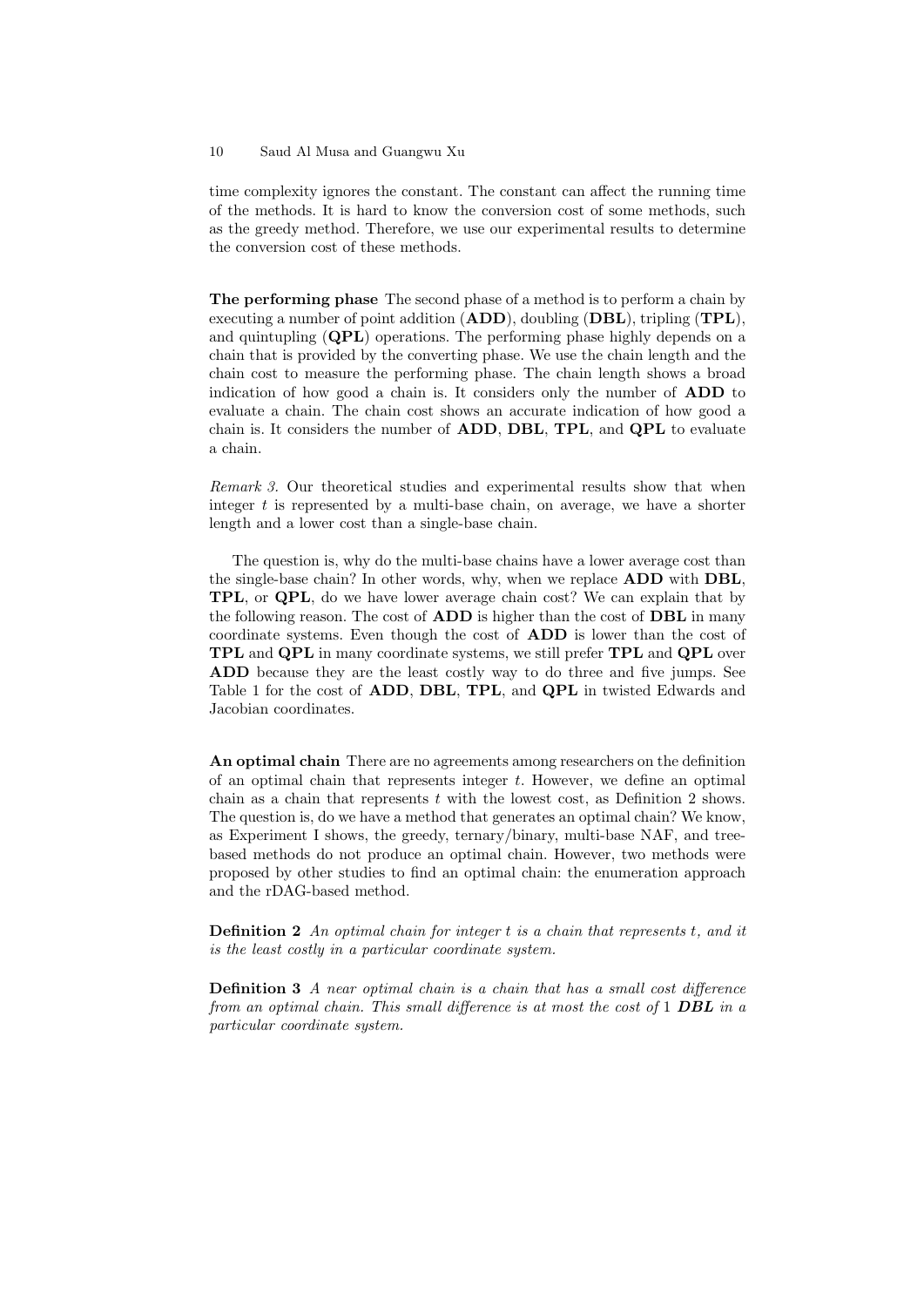time complexity ignores the constant. The constant can affect the running time of the methods. It is hard to know the conversion cost of some methods, such as the greedy method. Therefore, we use our experimental results to determine the conversion cost of these methods.

**The performing phase** The second phase of a method is to perform a chain by executing a number of point addition (**ADD**), doubling (**DBL**), tripling (**TPL**), and quintupling (**QPL**) operations. The performing phase highly depends on a chain that is provided by the converting phase. We use the chain length and the chain cost to measure the performing phase. The chain length shows a broad indication of how good a chain is. It considers only the number of **ADD** to evaluate a chain. The chain cost shows an accurate indication of how good a chain is. It considers the number of **ADD**, **DBL**, **TPL**, and **QPL** to evaluate a chain.

*Remark 3.* Our theoretical studies and experimental results show that when integer $t$ is represented by a multi-base chain, on average, we have a shorter length and a lower cost than a single-base chain.

The question is, why do the multi-base chains have a lower average cost than the single-base chain? In other words, why, when we replace **ADD** with **DBL**, **TPL**, or **QPL**, do we have lower average chain cost? We can explain that by the following reason. The cost of **ADD** is higher than the cost of **DBL** in many coordinate systems. Even though the cost of **ADD** is lower than the cost of **TPL** and **QPL** in many coordinate systems, we still prefer **TPL** and **QPL** over **ADD** because they are the least costly way to do three and five jumps. See Table 1 for the cost of **ADD**, **DBL**, **TPL**, and **QPL** in twisted Edwards and Jacobian coordinates.

**An optimal chain** There are no agreements among researchers on the definition of an optimal chain that represents integer $t$. However, we define an optimal chain as a chain that represents $t$ with the lowest cost, as Definition 2 shows. The question is, do we have a method that generates an optimal chain? We know, as Experiment I shows, the greedy, ternary/binary, multi-base NAF, and tree-based methods do not produce an optimal chain. However, two methods were proposed by other studies to find an optimal chain: the enumeration approach and the rDAG-based method.

**Definition 2** *An optimal chain for integer $t$ is a chain that represents $t$, and it is the least costly in a particular coordinate system.*

**Definition 3** *A near optimal chain is a chain that has a small cost difference from an optimal chain. This small difference is at most the cost of* 1 ***DBL*** *in a particular coordinate system.*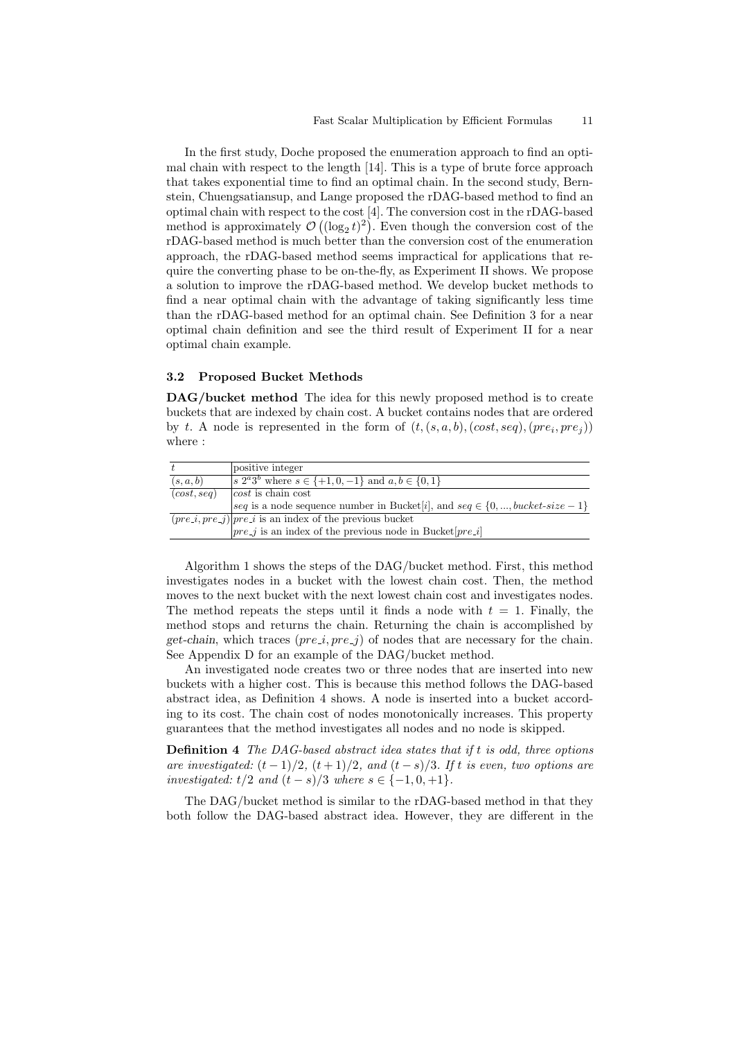In the first study, Doche proposed the enumeration approach to find an optimal chain with respect to the length [14]. This is a type of brute force approach that takes exponential time to find an optimal chain. In the second study, Bernstein, Chuengsatiansup, and Lange proposed the rDAG-based method to find an optimal chain with respect to the cost [4]. The conversion cost in the rDAG-based method is approximately $\mathcal{O}\left((\log_2 t)^2\right)$. Even though the conversion cost of the rDAG-based method is much better than the conversion cost of the enumeration approach, the rDAG-based method seems impractical for applications that require the converting phase to be on-the-fly, as Experiment II shows. We propose a solution to improve the rDAG-based method. We develop bucket methods to find a near optimal chain with the advantage of taking significantly less time than the rDAG-based method for an optimal chain. See Definition 3 for a near optimal chain definition and see the third result of Experiment II for a near optimal chain example.

### 3.2 Proposed Bucket Methods

**DAG/bucket method** The idea for this newly proposed method is to create buckets that are indexed by chain cost. A bucket contains nodes that are ordered by $t$. A node is represented in the form of $(t, (s, a, b), (cost, seq), (pre_i, pre_j))$ where :

| | |
|---|---|
| $t$ | positive integer |
| $(s, a, b)$ | $s\ 2^a3^b$ where $s \in \{+1, 0, -1\}$ and $a, b \in \{0, 1\}$ |
| $(cost, seq)$ | $cost$ is chain cost |
| | $seq$ is a node sequence number in Bucket[$i$], and $seq \in \{0, ..., bucket\text{-}size - 1\}$ |
| $(pre\_i, pre\_j)$ | $pre\_i$ is an index of the previous bucket |
| | $pre\_j$ is an index of the previous node in Bucket[$pre\_i$] |

Algorithm 1 shows the steps of the DAG/bucket method. First, this method investigates nodes in a bucket with the lowest chain cost. Then, the method moves to the next bucket with the next lowest chain cost and investigates nodes. The method repeats the steps until it finds a node with $t = 1$. Finally, the method stops and returns the chain. Returning the chain is accomplished by *get-chain*, which traces $(pre\_i, pre\_j)$ of nodes that are necessary for the chain. See Appendix D for an example of the DAG/bucket method.

An investigated node creates two or three nodes that are inserted into new buckets with a higher cost. This is because this method follows the DAG-based abstract idea, as Definition 4 shows. A node is inserted into a bucket according to its cost. The chain cost of nodes monotonically increases. This property guarantees that the method investigates all nodes and no node is skipped.

**Definition 4** *The DAG-based abstract idea states that if $t$ is odd, three options are investigated: $(t-1)/2$, $(t+1)/2$, and $(t-s)/3$. If $t$ is even, two options are investigated: $t/2$ and $(t-s)/3$ where $s \in \{-1, 0, +1\}$.*

The DAG/bucket method is similar to the rDAG-based method in that they both follow the DAG-based abstract idea. However, they are different in the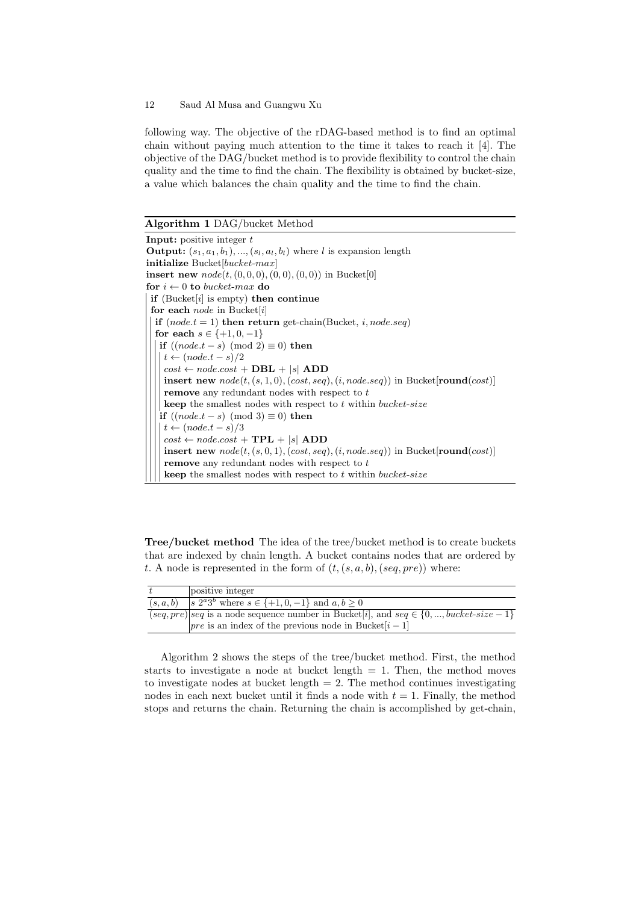following way. The objective of the rDAG-based method is to find an optimal chain without paying much attention to the time it takes to reach it [4]. The objective of the DAG/bucket method is to provide flexibility to control the chain quality and the time to find the chain. The flexibility is obtained by bucket-size, a value which balances the chain quality and the time to find the chain.

**Algorithm 1** DAG/bucket Method

```
Input: positive integer t
Output: (s_1, a_1, b_1), ..., (s_l, a_l, b_l) where l is expansion length
initialize Bucket[bucket-max]
insert new node(t, (0,0,0), (0,0), (0,0)) in Bucket[0]
for i ← 0 to bucket-max do
  if (Bucket[i] is empty) then continue
  for each node in Bucket[i]
    if (node.t = 1) then return get-chain(Bucket, i, node.seq)
    for each s ∈ {+1, 0, −1}
      if ((node.t − s) (mod 2) ≡ 0) then
        t ← (node.t − s)/2
        cost ← node.cost + DBL + |s| ADD
        insert new node(t, (s,1,0), (cost, seq), (i, node.seq)) in Bucket[round(cost)]
        remove any redundant nodes with respect to t
        keep the smallest nodes with respect to t within bucket-size
      if ((node.t − s) (mod 3) ≡ 0) then
        t ← (node.t − s)/3
        cost ← node.cost + TPL + |s| ADD
        insert new node(t, (s,0,1), (cost, seq), (i, node.seq)) in Bucket[round(cost)]
        remove any redundant nodes with respect to t
        keep the smallest nodes with respect to t within bucket-size
```

**Tree/bucket method** The idea of the tree/bucket method is to create buckets that are indexed by chain length. A bucket contains nodes that are ordered by $t$. A node is represented in the form of $(t, (s, a, b), (seq, pre))$ where:

| | |
|---|---|
| $t$ | positive integer |
| $(s, a, b)$ | $s\ 2^a 3^b$ where $s \in \{+1, 0, -1\}$ and $a, b \geq 0$ |
| $(seq, pre)$ | $seq$ is a node sequence number in Bucket[$i$], and $seq \in \{0, ..., bucket\text{-}size - 1\}$ <br> $pre$ is an index of the previous node in Bucket[$i-1$] |

Algorithm 2 shows the steps of the tree/bucket method. First, the method starts to investigate a node at bucket length = 1. Then, the method moves to investigate nodes at bucket length = 2. The method continues investigating nodes in each next bucket until it finds a node with $t = 1$. Finally, the method stops and returns the chain. Returning the chain is accomplished by get-chain,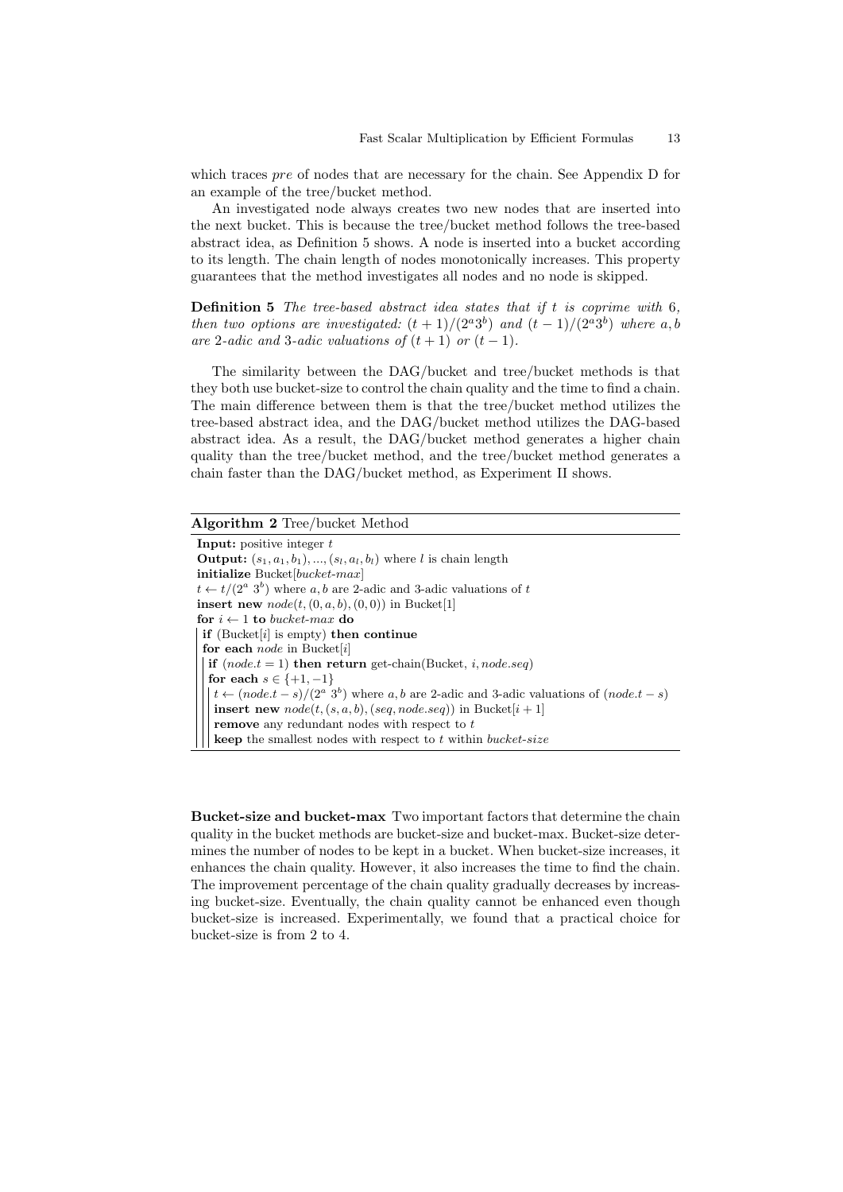which traces *pre* of nodes that are necessary for the chain. See Appendix D for an example of the tree/bucket method.

An investigated node always creates two new nodes that are inserted into the next bucket. This is because the tree/bucket method follows the tree-based abstract idea, as Definition 5 shows. A node is inserted into a bucket according to its length. The chain length of nodes monotonically increases. This property guarantees that the method investigates all nodes and no node is skipped.

**Definition 5** *The tree-based abstract idea states that if $t$ is coprime with 6, then two options are investigated: $(t+1)/(2^a 3^b)$ and $(t-1)/(2^a 3^b)$ where $a, b$ are 2-adic and 3-adic valuations of $(t+1)$ or $(t-1)$.*

The similarity between the DAG/bucket and tree/bucket methods is that they both use bucket-size to control the chain quality and the time to find a chain. The main difference between them is that the tree/bucket method utilizes the tree-based abstract idea, and the DAG/bucket method utilizes the DAG-based abstract idea. As a result, the DAG/bucket method generates a higher chain quality than the tree/bucket method, and the tree/bucket method generates a chain faster than the DAG/bucket method, as Experiment II shows.

**Algorithm 2** Tree/bucket Method

```
Input: positive integer t
Output: (s_1, a_1, b_1), ..., (s_l, a_l, b_l) where l is chain length
initialize Bucket[bucket-max]
t ← t/(2^a 3^b) where a, b are 2-adic and 3-adic valuations of t
insert new node(t, (0, a, b), (0, 0)) in Bucket[1]
for i ← 1 to bucket-max do
  if (Bucket[i] is empty) then continue
  for each node in Bucket[i]
    if (node.t = 1) then return get-chain(Bucket, i, node.seq)
    for each s ∈ {+1, −1}
      t ← (node.t − s)/(2^a 3^b) where a, b are 2-adic and 3-adic valuations of (node.t − s)
      insert new node(t, (s, a, b), (seq, node.seq)) in Bucket[i + 1]
      remove any redundant nodes with respect to t
      keep the smallest nodes with respect to t within bucket-size
```

**Bucket-size and bucket-max** Two important factors that determine the chain quality in the bucket methods are bucket-size and bucket-max. Bucket-size determines the number of nodes to be kept in a bucket. When bucket-size increases, it enhances the chain quality. However, it also increases the time to find the chain. The improvement percentage of the chain quality gradually decreases by increasing bucket-size. Eventually, the chain quality cannot be enhanced even though bucket-size is increased. Experimentally, we found that a practical choice for bucket-size is from 2 to 4.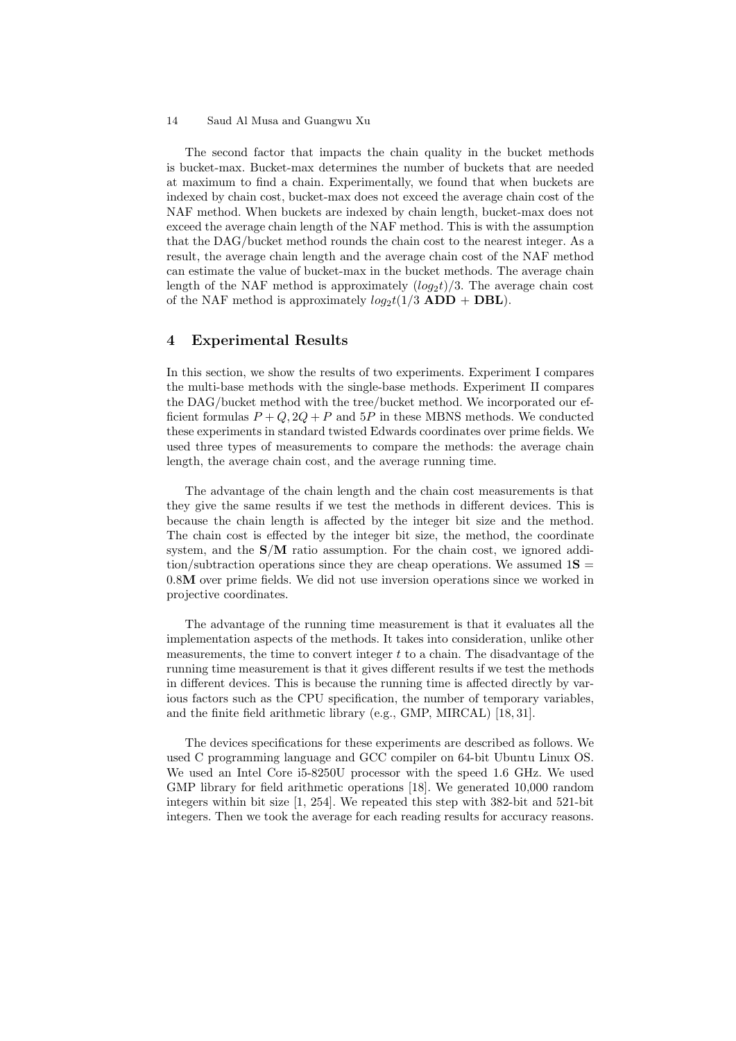The second factor that impacts the chain quality in the bucket methods is bucket-max. Bucket-max determines the number of buckets that are needed at maximum to find a chain. Experimentally, we found that when buckets are indexed by chain cost, bucket-max does not exceed the average chain cost of the NAF method. When buckets are indexed by chain length, bucket-max does not exceed the average chain length of the NAF method. This is with the assumption that the DAG/bucket method rounds the chain cost to the nearest integer. As a result, the average chain length and the average chain cost of the NAF method can estimate the value of bucket-max in the bucket methods. The average chain length of the NAF method is approximately $(log_2 t)/3$. The average chain cost of the NAF method is approximately $log_2 t(1/3\ \mathbf{ADD} + \mathbf{DBL})$.

## 4 Experimental Results

In this section, we show the results of two experiments. Experiment I compares the multi-base methods with the single-base methods. Experiment II compares the DAG/bucket method with the tree/bucket method. We incorporated our efficient formulas $P+Q, 2Q+P$ and $5P$ in these MBNS methods. We conducted these experiments in standard twisted Edwards coordinates over prime fields. We used three types of measurements to compare the methods: the average chain length, the average chain cost, and the average running time.

The advantage of the chain length and the chain cost measurements is that they give the same results if we test the methods in different devices. This is because the chain length is affected by the integer bit size and the method. The chain cost is effected by the integer bit size, the method, the coordinate system, and the $\mathbf{S}/\mathbf{M}$ ratio assumption. For the chain cost, we ignored addition/subtraction operations since they are cheap operations. We assumed $1\mathbf{S} = 0.8\mathbf{M}$ over prime fields. We did not use inversion operations since we worked in projective coordinates.

The advantage of the running time measurement is that it evaluates all the implementation aspects of the methods. It takes into consideration, unlike other measurements, the time to convert integer $t$ to a chain. The disadvantage of the running time measurement is that it gives different results if we test the methods in different devices. This is because the running time is affected directly by various factors such as the CPU specification, the number of temporary variables, and the finite field arithmetic library (e.g., GMP, MIRCAL) [18, 31].

The devices specifications for these experiments are described as follows. We used C programming language and GCC compiler on 64-bit Ubuntu Linux OS. We used an Intel Core i5-8250U processor with the speed 1.6 GHz. We used GMP library for field arithmetic operations [18]. We generated 10,000 random integers within bit size [1, 254]. We repeated this step with 382-bit and 521-bit integers. Then we took the average for each reading results for accuracy reasons.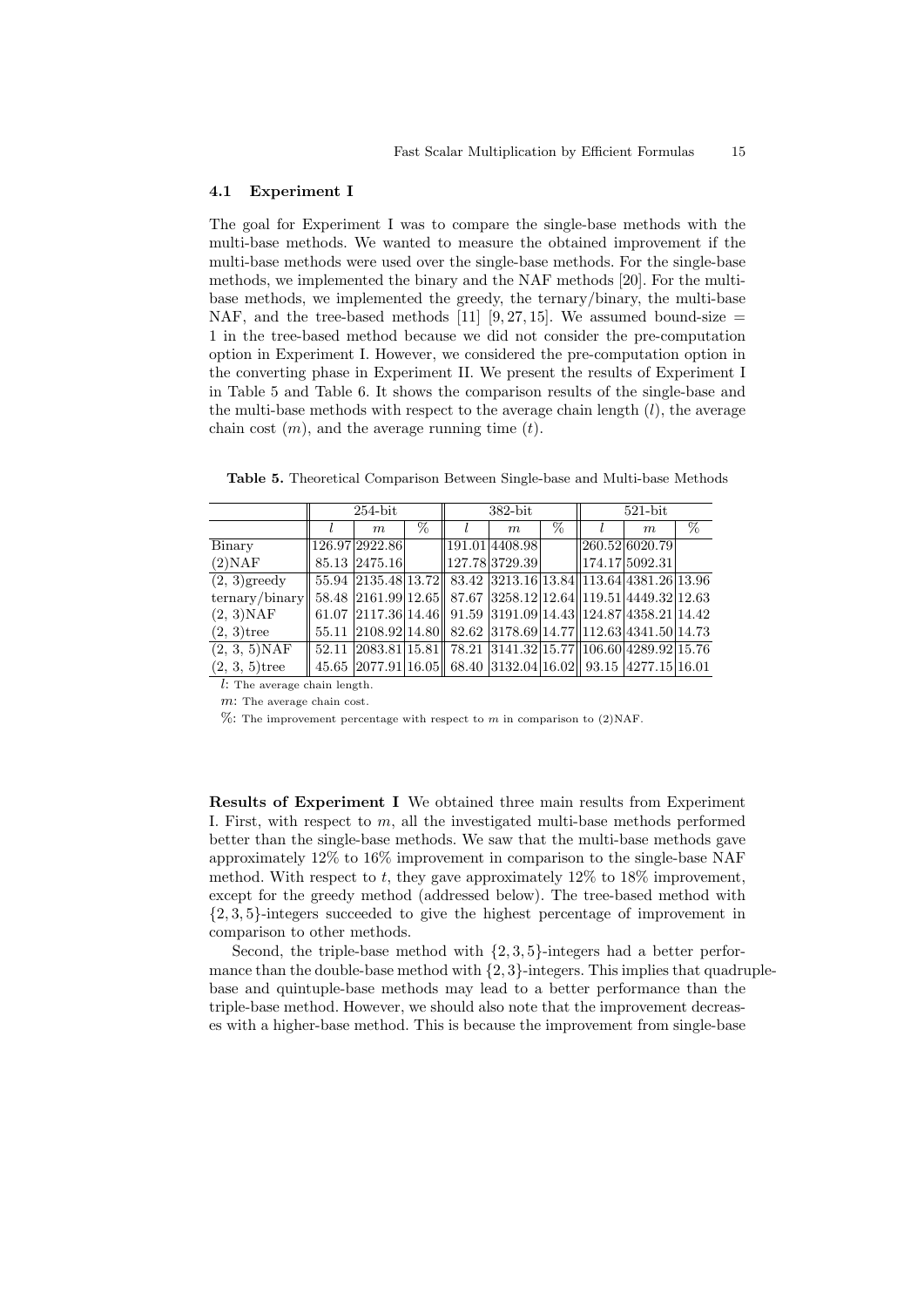### 4.1 Experiment I

The goal for Experiment I was to compare the single-base methods with the multi-base methods. We wanted to measure the obtained improvement if the multi-base methods were used over the single-base methods. For the single-base methods, we implemented the binary and the NAF methods [20]. For the multi-base methods, we implemented the greedy, the ternary/binary, the multi-base NAF, and the tree-based methods [11] [9, 27, 15]. We assumed bound-size = 1 in the tree-based method because we did not consider the pre-computation option in Experiment I. However, we considered the pre-computation option in the converting phase in Experiment II. We present the results of Experiment I in Table 5 and Table 6. It shows the comparison results of the single-base and the multi-base methods with respect to the average chain length ($l$), the average chain cost ($m$), and the average running time ($t$).

**Table 5.** Theoretical Comparison Between Single-base and Multi-base Methods

| | 254-bit | | | 382-bit | | | 521-bit | | |
|---|---|---|---|---|---|---|---|---|---|
| | $l$ | $m$ | % | $l$ | $m$ | % | $l$ | $m$ | % |
| Binary | 126.97 | 2922.86 | | 191.01 | 4408.98 | | 260.52 | 6020.79 | |
| (2)NAF | 85.13 | 2475.16 | | 127.78 | 3729.39 | | 174.17 | 5092.31 | |
| (2, 3)greedy | 55.94 | 2135.48 | 13.72 | 83.42 | 3213.16 | 13.84 | 113.64 | 4381.26 | 13.96 |
| ternary/binary | 58.48 | 2161.99 | 12.65 | 87.67 | 3258.12 | 12.64 | 119.51 | 4449.32 | 12.63 |
| (2, 3)NAF | 61.07 | 2117.36 | 14.46 | 91.59 | 3191.09 | 14.43 | 124.87 | 4358.21 | 14.42 |
| (2, 3)tree | 55.11 | 2108.92 | 14.80 | 82.62 | 3178.69 | 14.77 | 112.63 | 4341.50 | 14.73 |
| (2, 3, 5)NAF | 52.11 | 2083.81 | 15.81 | 78.21 | 3141.32 | 15.77 | 106.60 | 4289.92 | 15.76 |
| (2, 3, 5)tree | 45.65 | 2077.91 | 16.05 | 68.40 | 3132.04 | 16.02 | 93.15 | 4277.15 | 16.01 |

$l$: The average chain length.

$m$: The average chain cost.

%: The improvement percentage with respect to $m$ in comparison to (2)NAF.

**Results of Experiment I** We obtained three main results from Experiment I. First, with respect to $m$, all the investigated multi-base methods performed better than the single-base methods. We saw that the multi-base methods gave approximately 12% to 16% improvement in comparison to the single-base NAF method. With respect to $t$, they gave approximately 12% to 18% improvement, except for the greedy method (addressed below). The tree-based method with $\{2, 3, 5\}$-integers succeeded to give the highest percentage of improvement in comparison to other methods.

Second, the triple-base method with $\{2, 3, 5\}$-integers had a better performance than the double-base method with $\{2, 3\}$-integers. This implies that quadruple-base and quintuple-base methods may lead to a better performance than the triple-base method. However, we should also note that the improvement decreases with a higher-base method. This is because the improvement from single-base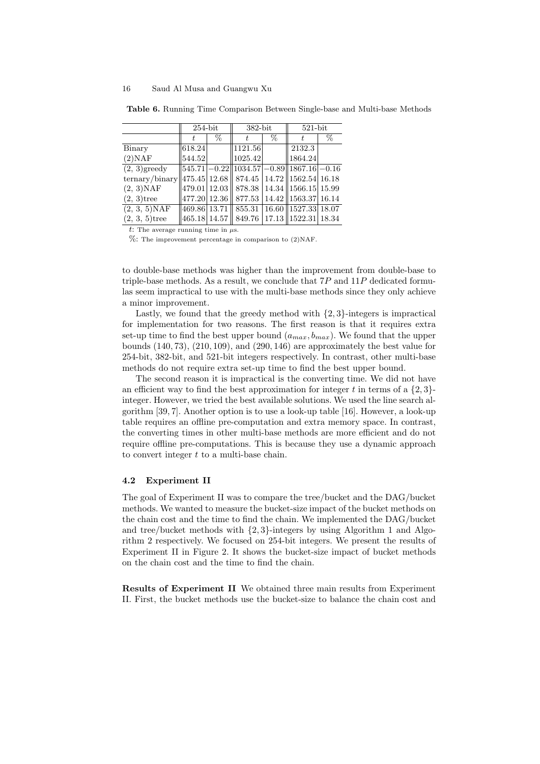**Table 6.** Running Time Comparison Between Single-base and Multi-base Methods

| | 254-bit | | 382-bit | | 521-bit | |
|---|---|---|---|---|---|---|
| | $t$ | % | $t$ | % | $t$ | % |
| Binary | 618.24 | | 1121.56 | | 2132.3 | |
| (2)NAF | 544.52 | | 1025.42 | | 1864.24 | |
| (2, 3)greedy | 545.71 | −0.22 | 1034.57 | −0.89 | 1867.16 | −0.16 |
| ternary/binary | 475.45 | 12.68 | 874.45 | 14.72 | 1562.54 | 16.18 |
| (2, 3)NAF | 479.01 | 12.03 | 878.38 | 14.34 | 1566.15 | 15.99 |
| (2, 3)tree | 477.20 | 12.36 | 877.53 | 14.42 | 1563.37 | 16.14 |
| (2, 3, 5)NAF | 469.86 | 13.71 | 855.31 | 16.60 | 1527.33 | 18.07 |
| (2, 3, 5)tree | 465.18 | 14.57 | 849.76 | 17.13 | 1522.31 | 18.34 |

$t$: The average running time in $\mu$s.

%: The improvement percentage in comparison to (2)NAF.

to double-base methods was higher than the improvement from double-base to triple-base methods. As a result, we conclude that $7P$ and $11P$ dedicated formulas seem impractical to use with the multi-base methods since they only achieve a minor improvement.

Lastly, we found that the greedy method with $\{2, 3\}$-integers is impractical for implementation for two reasons. The first reason is that it requires extra set-up time to find the best upper bound $(a_{max}, b_{max})$. We found that the upper bounds $(140, 73)$, $(210, 109)$, and $(290, 146)$ are approximately the best value for 254-bit, 382-bit, and 521-bit integers respectively. In contrast, other multi-base methods do not require extra set-up time to find the best upper bound.

The second reason it is impractical is the converting time. We did not have an efficient way to find the best approximation for integer $t$ in terms of a $\{2, 3\}$-integer. However, we tried the best available solutions. We used the line search algorithm [39, 7]. Another option is to use a look-up table [16]. However, a look-up table requires an offline pre-computation and extra memory space. In contrast, the converting times in other multi-base methods are more efficient and do not require offline pre-computations. This is because they use a dynamic approach to convert integer $t$ to a multi-base chain.

### 4.2 Experiment II

The goal of Experiment II was to compare the tree/bucket and the DAG/bucket methods. We wanted to measure the bucket-size impact of the bucket methods on the chain cost and the time to find the chain. We implemented the DAG/bucket and tree/bucket methods with $\{2, 3\}$-integers by using Algorithm 1 and Algorithm 2 respectively. We focused on 254-bit integers. We present the results of Experiment II in Figure 2. It shows the bucket-size impact of bucket methods on the chain cost and the time to find the chain.

**Results of Experiment II** We obtained three main results from Experiment II. First, the bucket methods use the bucket-size to balance the chain cost and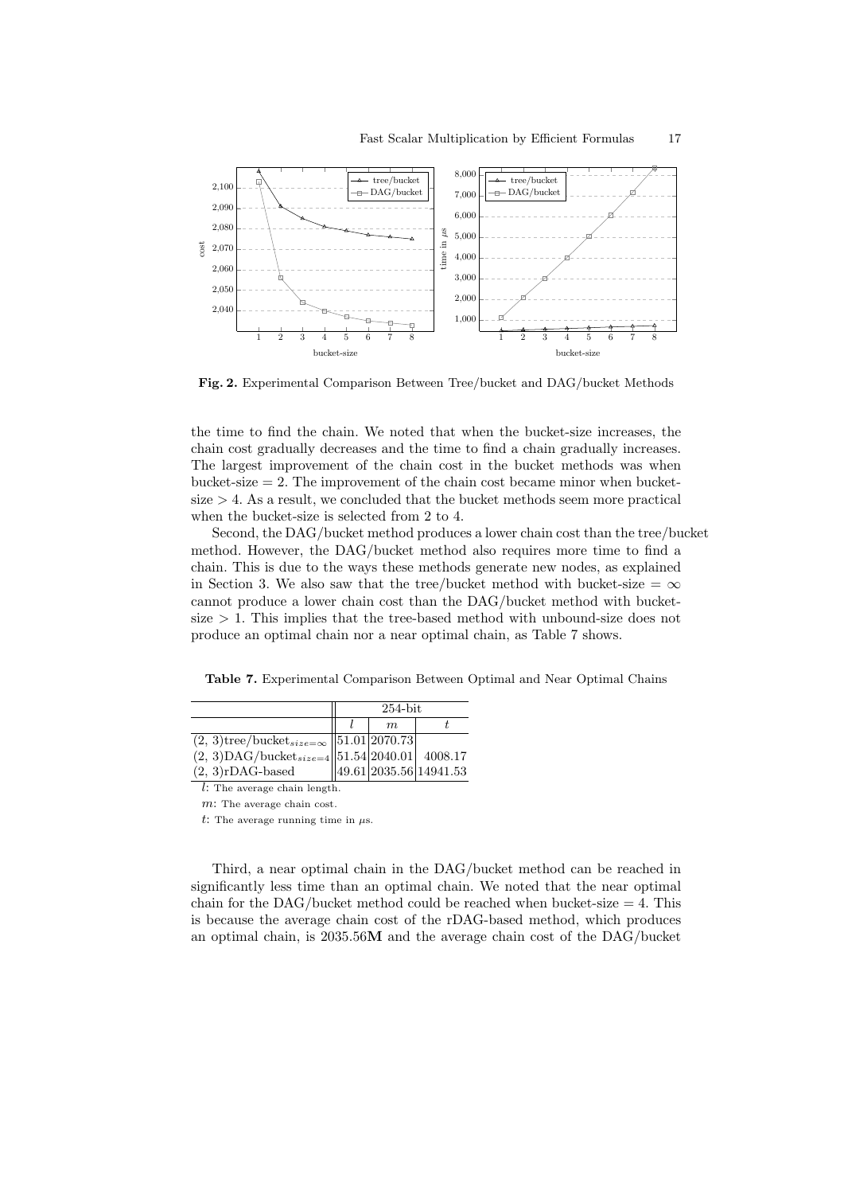**Fig. 2.** Experimental Comparison Between Tree/bucket and DAG/bucket Methods

the time to find the chain. We noted that when the bucket-size increases, the chain cost gradually decreases and the time to find a chain gradually increases. The largest improvement of the chain cost in the bucket methods was when bucket-size = 2. The improvement of the chain cost became minor when bucket-size > 4. As a result, we concluded that the bucket methods seem more practical when the bucket-size is selected from 2 to 4.

Second, the DAG/bucket method produces a lower chain cost than the tree/bucket method. However, the DAG/bucket method also requires more time to find a chain. This is due to the ways these methods generate new nodes, as explained in Section 3. We also saw that the tree/bucket method with bucket-size = $\infty$ cannot produce a lower chain cost than the DAG/bucket method with bucket-size > 1. This implies that the tree-based method with unbound-size does not produce an optimal chain nor a near optimal chain, as Table 7 shows.

**Table 7.** Experimental Comparison Between Optimal and Near Optimal Chains

| | 254-bit | | |
|---|---|---|---|
| | $l$ | $m$ | $t$ |
| (2, 3)tree/bucket$_{size=\infty}$ | 51.01 | 2070.73 | |
| (2, 3)DAG/bucket$_{size=4}$ | 51.54 | 2040.01 | 4008.17 |
| (2, 3)rDAG-based | 49.61 | 2035.56 | 14941.53 |

$l$: The average chain length.

$m$: The average chain cost.

$t$: The average running time in $\mu$s.

Third, a near optimal chain in the DAG/bucket method can be reached in significantly less time than an optimal chain. We noted that the near optimal chain for the DAG/bucket method could be reached when bucket-size = 4. This is because the average chain cost of the rDAG-based method, which produces an optimal chain, is 2035.56**M** and the average chain cost of the DAG/bucket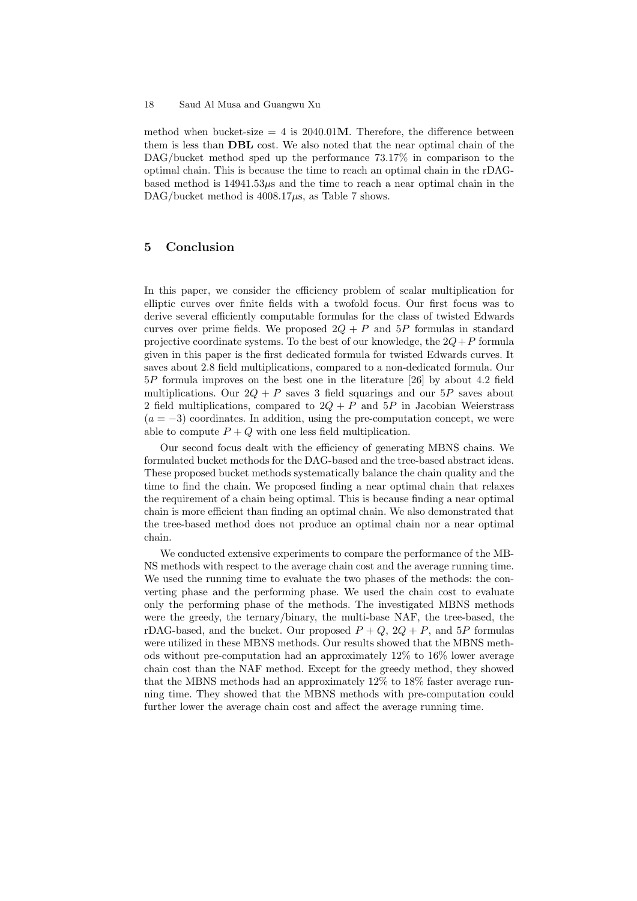method when bucket-size = 4 is 2040.01**M**. Therefore, the difference between them is less than **DBL** cost. We also noted that the near optimal chain of the DAG/bucket method sped up the performance 73.17% in comparison to the optimal chain. This is because the time to reach an optimal chain in the rDAG-based method is 14941.53$\mu$s and the time to reach a near optimal chain in the DAG/bucket method is 4008.17$\mu$s, as Table 7 shows.

## 5 Conclusion

In this paper, we consider the efficiency problem of scalar multiplication for elliptic curves over finite fields with a twofold focus. Our first focus was to derive several efficiently computable formulas for the class of twisted Edwards curves over prime fields. We proposed $2Q + P$ and $5P$ formulas in standard projective coordinate systems. To the best of our knowledge, the $2Q + P$ formula given in this paper is the first dedicated formula for twisted Edwards curves. It saves about 2.8 field multiplications, compared to a non-dedicated formula. Our $5P$ formula improves on the best one in the literature [26] by about 4.2 field multiplications. Our $2Q + P$ saves 3 field squarings and our $5P$ saves about 2 field multiplications, compared to $2Q + P$ and $5P$ in Jacobian Weierstrass ($a = -3$) coordinates. In addition, using the pre-computation concept, we were able to compute $P + Q$ with one less field multiplication.

Our second focus dealt with the efficiency of generating MBNS chains. We formulated bucket methods for the DAG-based and the tree-based abstract ideas. These proposed bucket methods systematically balance the chain quality and the time to find the chain. We proposed finding a near optimal chain that relaxes the requirement of a chain being optimal. This is because finding a near optimal chain is more efficient than finding an optimal chain. We also demonstrated that the tree-based method does not produce an optimal chain nor a near optimal chain.

We conducted extensive experiments to compare the performance of the MBNS methods with respect to the average chain cost and the average running time. We used the running time to evaluate the two phases of the methods: the converting phase and the performing phase. We used the chain cost to evaluate only the performing phase of the methods. The investigated MBNS methods were the greedy, the ternary/binary, the multi-base NAF, the tree-based, the rDAG-based, and the bucket. Our proposed $P + Q$, $2Q + P$, and $5P$ formulas were utilized in these MBNS methods. Our results showed that the MBNS methods without pre-computation had an approximately 12% to 16% lower average chain cost than the NAF method. Except for the greedy method, they showed that the MBNS methods had an approximately 12% to 18% faster average running time. They showed that the MBNS methods with pre-computation could further lower the average chain cost and affect the average running time.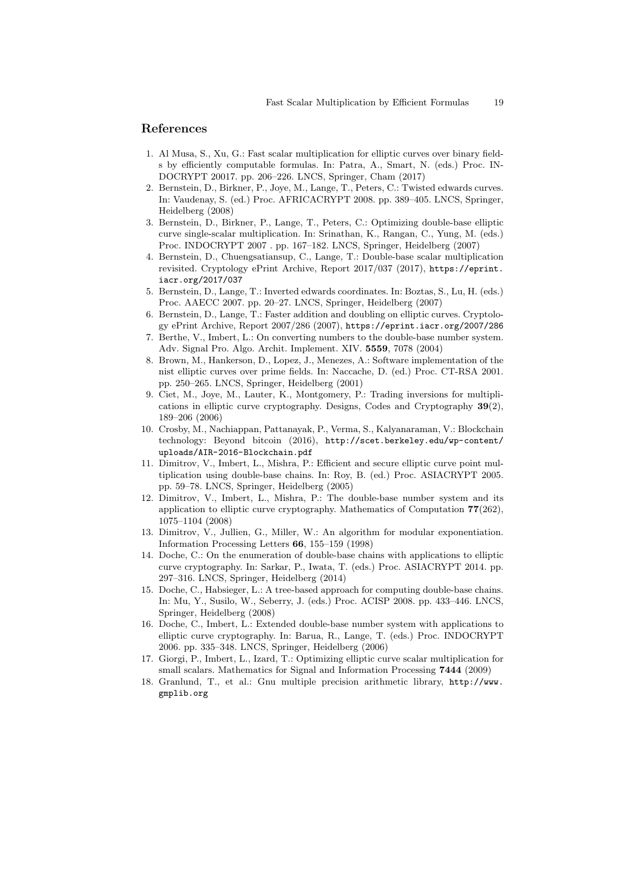## References

1. Al Musa, S., Xu, G.: Fast scalar multiplication for elliptic curves over binary fields by efficiently computable formulas. In: Patra, A., Smart, N. (eds.) Proc. INDOCRYPT 20017. pp. 206–226. LNCS, Springer, Cham (2017)
2. Bernstein, D., Birkner, P., Joye, M., Lange, T., Peters, C.: Twisted edwards curves. In: Vaudenay, S. (ed.) Proc. AFRICACRYPT 2008. pp. 389–405. LNCS, Springer, Heidelberg (2008)
3. Bernstein, D., Birkner, P., Lange, T., Peters, C.: Optimizing double-base elliptic curve single-scalar multiplication. In: Srinathan, K., Rangan, C., Yung, M. (eds.) Proc. INDOCRYPT 2007 . pp. 167–182. LNCS, Springer, Heidelberg (2007)
4. Bernstein, D., Chuengsatiansup, C., Lange, T.: Double-base scalar multiplication revisited. Cryptology ePrint Archive, Report 2017/037 (2017), `https://eprint.iacr.org/2017/037`
5. Bernstein, D., Lange, T.: Inverted edwards coordinates. In: Boztas, S., Lu, H. (eds.) Proc. AAECC 2007. pp. 20–27. LNCS, Springer, Heidelberg (2007)
6. Bernstein, D., Lange, T.: Faster addition and doubling on elliptic curves. Cryptology ePrint Archive, Report 2007/286 (2007), `https://eprint.iacr.org/2007/286`
7. Berthe, V., Imbert, L.: On converting numbers to the double-base number system. Adv. Signal Pro. Algo. Archit. Implement. XIV. **5559**, 7078 (2004)
8. Brown, M., Hankerson, D., Lopez, J., Menezes, A.: Software implementation of the nist elliptic curves over prime fields. In: Naccache, D. (ed.) Proc. CT-RSA 2001. pp. 250–265. LNCS, Springer, Heidelberg (2001)
9. Ciet, M., Joye, M., Lauter, K., Montgomery, P.: Trading inversions for multiplications in elliptic curve cryptography. Designs, Codes and Cryptography **39**(2), 189–206 (2006)
10. Crosby, M., Nachiappan, Pattanayak, P., Verma, S., Kalyanaraman, V.: Blockchain technology: Beyond bitcoin (2016), `http://scet.berkeley.edu/wp-content/uploads/AIR-2016-Blockchain.pdf`
11. Dimitrov, V., Imbert, L., Mishra, P.: Efficient and secure elliptic curve point multiplication using double-base chains. In: Roy, B. (ed.) Proc. ASIACRYPT 2005. pp. 59–78. LNCS, Springer, Heidelberg (2005)
12. Dimitrov, V., Imbert, L., Mishra, P.: The double-base number system and its application to elliptic curve cryptography. Mathematics of Computation **77**(262), 1075–1104 (2008)
13. Dimitrov, V., Jullien, G., Miller, W.: An algorithm for modular exponentiation. Information Processing Letters **66**, 155–159 (1998)
14. Doche, C.: On the enumeration of double-base chains with applications to elliptic curve cryptography. In: Sarkar, P., Iwata, T. (eds.) Proc. ASIACRYPT 2014. pp. 297–316. LNCS, Springer, Heidelberg (2014)
15. Doche, C., Habsieger, L.: A tree-based approach for computing double-base chains. In: Mu, Y., Susilo, W., Seberry, J. (eds.) Proc. ACISP 2008. pp. 433–446. LNCS, Springer, Heidelberg (2008)
16. Doche, C., Imbert, L.: Extended double-base number system with applications to elliptic curve cryptography. In: Barua, R., Lange, T. (eds.) Proc. INDOCRYPT 2006. pp. 335–348. LNCS, Springer, Heidelberg (2006)
17. Giorgi, P., Imbert, L., Izard, T.: Optimizing elliptic curve scalar multiplication for small scalars. Mathematics for Signal and Information Processing **7444** (2009)
18. Granlund, T., et al.: Gnu multiple precision arithmetic library, `http://www.gmplib.org`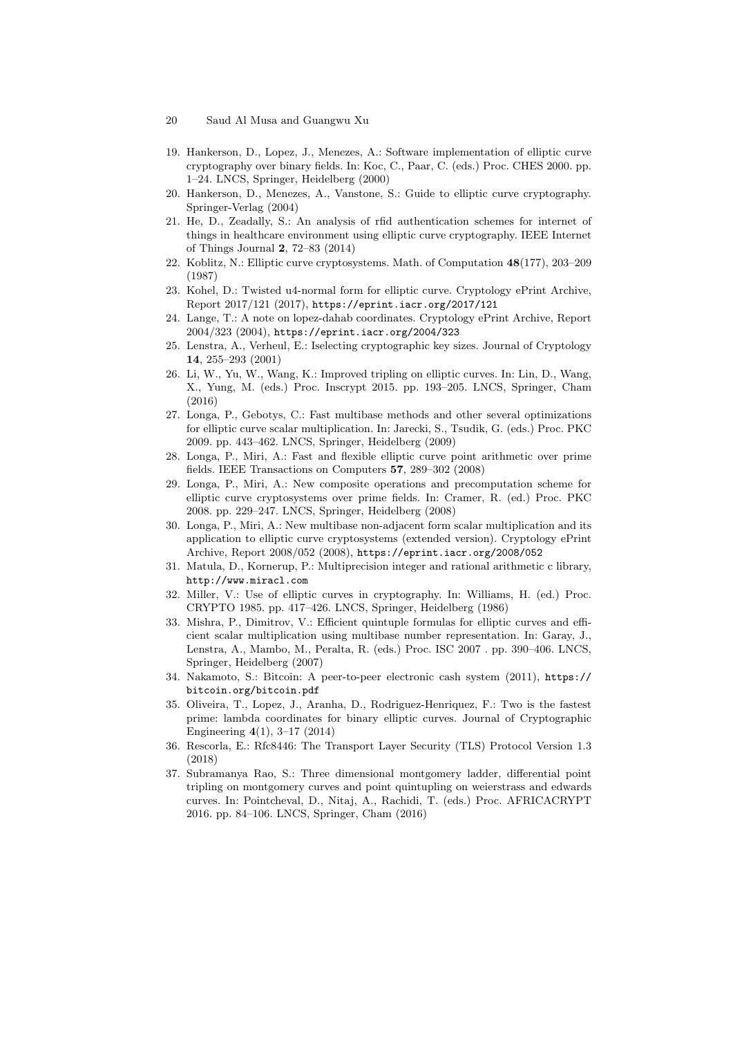19. Hankerson, D., Lopez, J., Menezes, A.: Software implementation of elliptic curve cryptography over binary fields. In: Koc, C., Paar, C. (eds.) Proc. CHES 2000. pp. 1–24. LNCS, Springer, Heidelberg (2000)
20. Hankerson, D., Menezes, A., Vanstone, S.: Guide to elliptic curve cryptography. Springer-Verlag (2004)
21. He, D., Zeadally, S.: An analysis of rfid authentication schemes for internet of things in healthcare environment using elliptic curve cryptography. IEEE Internet of Things Journal **2**, 72–83 (2014)
22. Koblitz, N.: Elliptic curve cryptosystems. Math. of Computation **48**(177), 203–209 (1987)
23. Kohel, D.: Twisted u4-normal form for elliptic curve. Cryptology ePrint Archive, Report 2017/121 (2017), `https://eprint.iacr.org/2017/121`
24. Lange, T.: A note on lopez-dahab coordinates. Cryptology ePrint Archive, Report 2004/323 (2004), `https://eprint.iacr.org/2004/323`
25. Lenstra, A., Verheul, E.: Iselecting cryptographic key sizes. Journal of Cryptology **14**, 255–293 (2001)
26. Li, W., Yu, W., Wang, K.: Improved tripling on elliptic curves. In: Lin, D., Wang, X., Yung, M. (eds.) Proc. Inscrypt 2015. pp. 193–205. LNCS, Springer, Cham (2016)
27. Longa, P., Gebotys, C.: Fast multibase methods and other several optimizations for elliptic curve scalar multiplication. In: Jarecki, S., Tsudik, G. (eds.) Proc. PKC 2009. pp. 443–462. LNCS, Springer, Heidelberg (2009)
28. Longa, P., Miri, A.: Fast and flexible elliptic curve point arithmetic over prime fields. IEEE Transactions on Computers **57**, 289–302 (2008)
29. Longa, P., Miri, A.: New composite operations and precomputation scheme for elliptic curve cryptosystems over prime fields. In: Cramer, R. (ed.) Proc. PKC 2008. pp. 229–247. LNCS, Springer, Heidelberg (2008)
30. Longa, P., Miri, A.: New multibase non-adjacent form scalar multiplication and its application to elliptic curve cryptosystems (extended version). Cryptology ePrint Archive, Report 2008/052 (2008), `https://eprint.iacr.org/2008/052`
31. Matula, D., Kornerup, P.: Multiprecision integer and rational arithmetic c library, `http://www.miracl.com`
32. Miller, V.: Use of elliptic curves in cryptography. In: Williams, H. (ed.) Proc. CRYPTO 1985. pp. 417–426. LNCS, Springer, Heidelberg (1986)
33. Mishra, P., Dimitrov, V.: Efficient quintuple formulas for elliptic curves and efficient scalar multiplication using multibase number representation. In: Garay, J., Lenstra, A., Mambo, M., Peralta, R. (eds.) Proc. ISC 2007 . pp. 390–406. LNCS, Springer, Heidelberg (2007)
34. Nakamoto, S.: Bitcoin: A peer-to-peer electronic cash system (2011), `https://bitcoin.org/bitcoin.pdf`
35. Oliveira, T., Lopez, J., Aranha, D., Rodriguez-Henriquez, F.: Two is the fastest prime: lambda coordinates for binary elliptic curves. Journal of Cryptographic Engineering **4**(1), 3–17 (2014)
36. Rescorla, E.: Rfc8446: The Transport Layer Security (TLS) Protocol Version 1.3 (2018)
37. Subramanya Rao, S.: Three dimensional montgomery ladder, differential point tripling on montgomery curves and point quintupling on weierstrass and edwards curves. In: Pointcheval, D., Nitaj, A., Rachidi, T. (eds.) Proc. AFRICACRYPT 2016. pp. 84–106. LNCS, Springer, Cham (2016)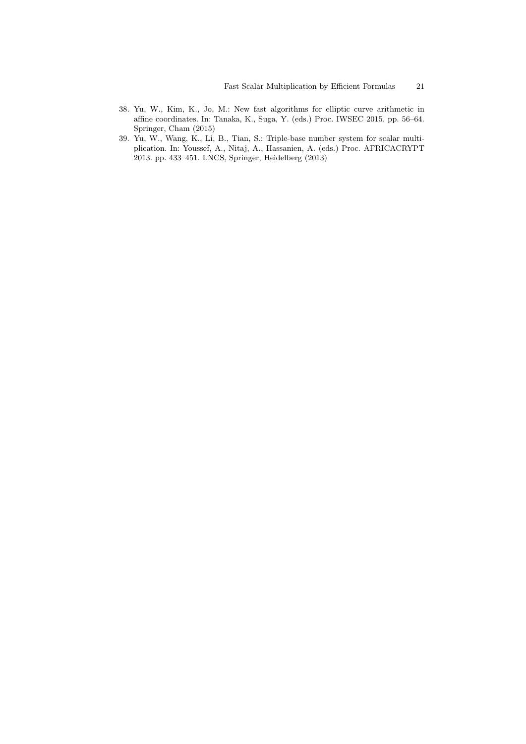38. Yu, W., Kim, K., Jo, M.: New fast algorithms for elliptic curve arithmetic in affine coordinates. In: Tanaka, K., Suga, Y. (eds.) Proc. IWSEC 2015. pp. 56–64. Springer, Cham (2015)
39. Yu, W., Wang, K., Li, B., Tian, S.: Triple-base number system for scalar multiplication. In: Youssef, A., Nitaj, A., Hassanien, A. (eds.) Proc. AFRICACRYPT 2013. pp. 433–451. LNCS, Springer, Heidelberg (2013)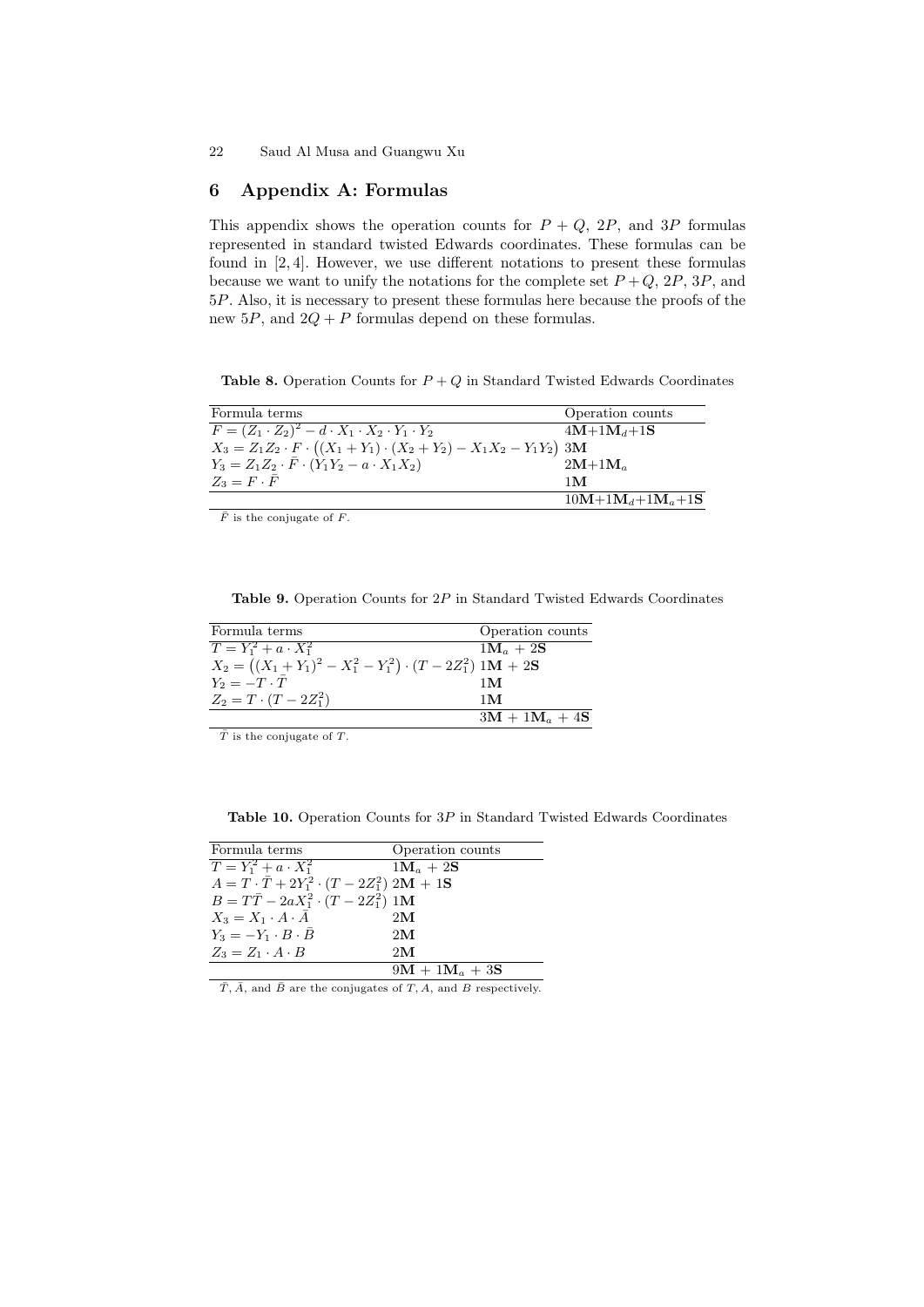## 6 Appendix A: Formulas

This appendix shows the operation counts for $P + Q$, $2P$, and $3P$ formulas represented in standard twisted Edwards coordinates. These formulas can be found in [2, 4]. However, we use different notations to present these formulas because we want to unify the notations for the complete set $P+Q$, $2P$, $3P$, and $5P$. Also, it is necessary to present these formulas here because the proofs of the new $5P$, and $2Q+P$ formulas depend on these formulas.

**Table 8.** Operation Counts for $P + Q$ in Standard Twisted Edwards Coordinates

| Formula terms | Operation counts |
|---|---|
| $F = (Z_1 \cdot Z_2)^2 - d \cdot X_1 \cdot X_2 \cdot Y_1 \cdot Y_2$ | $4\mathbf{M}+1\mathbf{M}_d+1\mathbf{S}$ |
| $X_3 = Z_1Z_2 \cdot F \cdot \big((X_1+Y_1)\cdot(X_2+Y_2) - X_1X_2 - Y_1Y_2\big)$ | $3\mathbf{M}$ |
| $Y_3 = Z_1Z_2 \cdot \bar{F} \cdot (Y_1Y_2 - a \cdot X_1X_2)$ | $2\mathbf{M}+1\mathbf{M}_a$ |
| $Z_3 = F \cdot \bar{F}$ | $1\mathbf{M}$ |
| | $10\mathbf{M}+1\mathbf{M}_d+1\mathbf{M}_a+1\mathbf{S}$ |

$\bar{F}$ is the conjugate of $F$.

**Table 9.** Operation Counts for $2P$ in Standard Twisted Edwards Coordinates

| Formula terms | Operation counts |
|---|---|
| $T = Y_1^2 + a \cdot X_1^2$ | $1\mathbf{M}_a + 2\mathbf{S}$ |
| $X_2 = \big((X_1+Y_1)^2 - X_1^2 - Y_1^2\big)\cdot(T - 2Z_1^2)$ | $1\mathbf{M} + 2\mathbf{S}$ |
| $Y_2 = -T \cdot \bar{T}$ | $1\mathbf{M}$ |
| $Z_2 = T \cdot (T - 2Z_1^2)$ | $1\mathbf{M}$ |
| | $3\mathbf{M} + 1\mathbf{M}_a + 4\mathbf{S}$ |

$\bar{T}$ is the conjugate of $T$.

**Table 10.** Operation Counts for $3P$ in Standard Twisted Edwards Coordinates

| Formula terms | Operation counts |
|---|---|
| $T = Y_1^2 + a \cdot X_1^2$ | $1\mathbf{M}_a + 2\mathbf{S}$ |
| $A = T \cdot \bar{T} + 2Y_1^2 \cdot (T - 2Z_1^2)$ | $2\mathbf{M} + 1\mathbf{S}$ |
| $B = T\bar{T} - 2aX_1^2 \cdot (T - 2Z_1^2)$ | $1\mathbf{M}$ |
| $X_3 = X_1 \cdot A \cdot \bar{A}$ | $2\mathbf{M}$ |
| $Y_3 = -Y_1 \cdot B \cdot \bar{B}$ | $2\mathbf{M}$ |
| $Z_3 = Z_1 \cdot A \cdot B$ | $2\mathbf{M}$ |
| | $9\mathbf{M} + 1\mathbf{M}_a + 3\mathbf{S}$ |

$\bar{T}$, $\bar{A}$, and $\bar{B}$ are the conjugates of $T$, $A$, and $B$ respectively.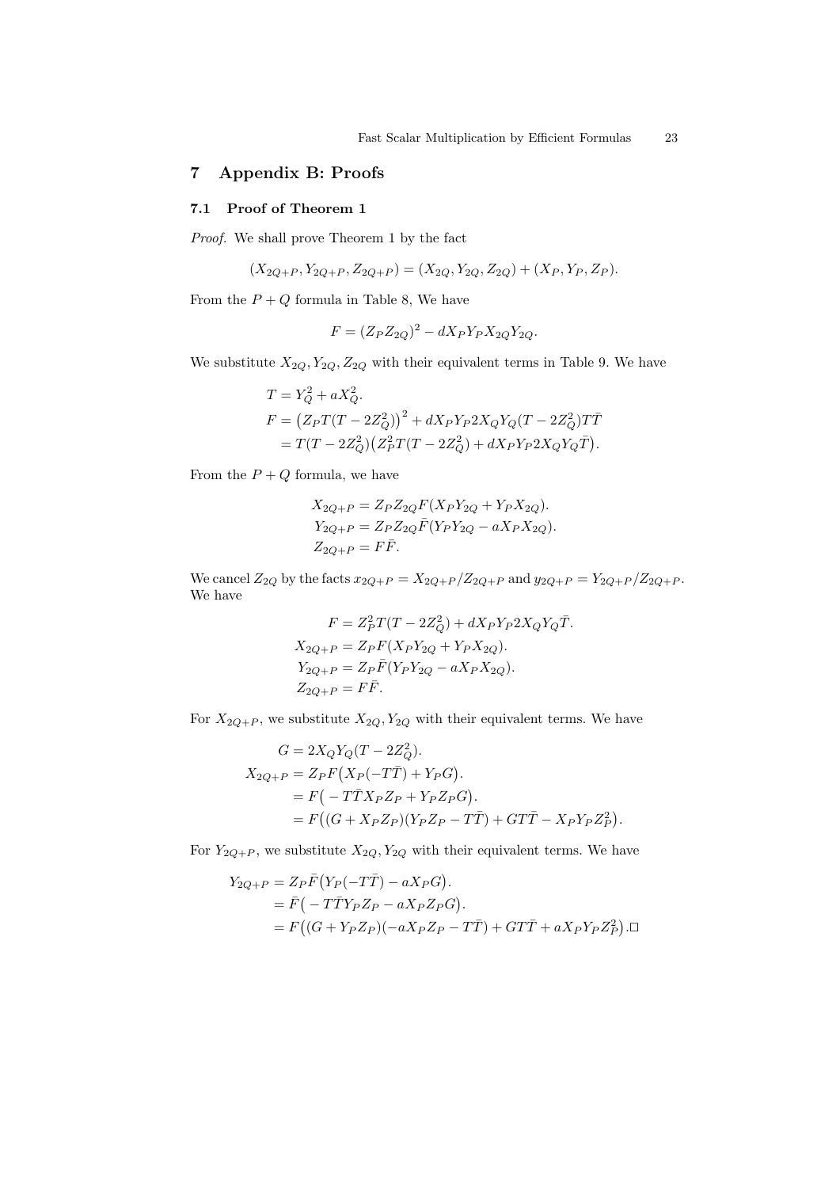## 7 Appendix B: Proofs

### 7.1 Proof of Theorem 1

*Proof.* We shall prove Theorem 1 by the fact

$$(X_{2Q+P}, Y_{2Q+P}, Z_{2Q+P}) = (X_{2Q}, Y_{2Q}, Z_{2Q}) + (X_P, Y_P, Z_P).$$

From the $P + Q$ formula in Table 8, We have

$$F = (Z_P Z_{2Q})^2 - dX_P Y_P X_{2Q} Y_{2Q}.$$

We substitute $X_{2Q}, Y_{2Q}, Z_{2Q}$ with their equivalent terms in Table 9. We have

$$\begin{aligned}
T &= Y_Q^2 + aX_Q^2.\\
F &= \big(Z_P T(T - 2Z_Q^2)\big)^2 + dX_P Y_P 2X_Q Y_Q (T - 2Z_Q^2) T\bar{T}\\
&= T(T - 2Z_Q^2)\big(Z_P^2 T(T - 2Z_Q^2) + dX_P Y_P 2X_Q Y_Q \bar{T}\big).
\end{aligned}$$

From the $P + Q$ formula, we have

$$\begin{aligned}
X_{2Q+P} &= Z_P Z_{2Q} F(X_P Y_{2Q} + Y_P X_{2Q}).\\
Y_{2Q+P} &= Z_P Z_{2Q} \bar{F}(Y_P Y_{2Q} - aX_P X_{2Q}).\\
Z_{2Q+P} &= F\bar{F}.
\end{aligned}$$

We cancel $Z_{2Q}$ by the facts $x_{2Q+P} = X_{2Q+P}/Z_{2Q+P}$ and $y_{2Q+P} = Y_{2Q+P}/Z_{2Q+P}$. We have

$$\begin{aligned}
F &= Z_P^2 T(T - 2Z_Q^2) + dX_P Y_P 2X_Q Y_Q \bar{T}.\\
X_{2Q+P} &= Z_P F(X_P Y_{2Q} + Y_P X_{2Q}).\\
Y_{2Q+P} &= Z_P \bar{F}(Y_P Y_{2Q} - aX_P X_{2Q}).\\
Z_{2Q+P} &= F\bar{F}.
\end{aligned}$$

For $X_{2Q+P}$, we substitute $X_{2Q}, Y_{2Q}$ with their equivalent terms. We have

$$\begin{aligned}
G &= 2X_Q Y_Q (T - 2Z_Q^2).\\
X_{2Q+P} &= Z_P F\big(X_P(-T\bar{T}) + Y_P G\big).\\
&= F\big(-T\bar{T}X_P Z_P + Y_P Z_P G\big).\\
&= F\big((G + X_P Z_P)(Y_P Z_P - T\bar{T}) + GT\bar{T} - X_P Y_P Z_P^2\big).
\end{aligned}$$

For $Y_{2Q+P}$, we substitute $X_{2Q}, Y_{2Q}$ with their equivalent terms. We have

$$\begin{aligned}
Y_{2Q+P} &= Z_P \bar{F}\big(Y_P(-T\bar{T}) - aX_P G\big).\\
&= \bar{F}\big(-T\bar{T}Y_P Z_P - aX_P Z_P G\big).\\
&= F\big((G + Y_P Z_P)(-aX_P Z_P - T\bar{T}) + GT\bar{T} + aX_P Y_P Z_P^2\big). \square
\end{aligned}$$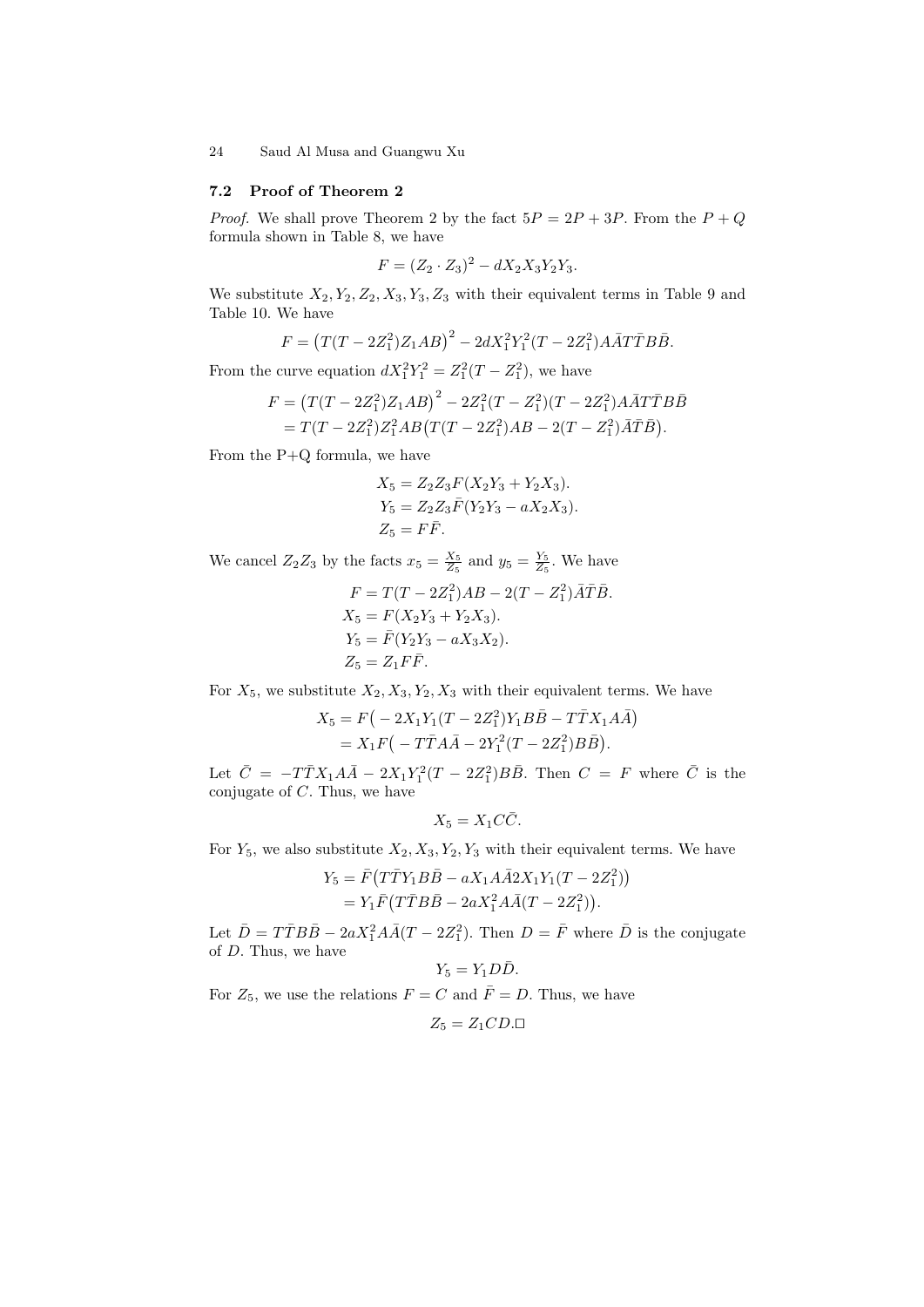### 7.2 Proof of Theorem 2

*Proof.* We shall prove Theorem 2 by the fact $5P = 2P + 3P$. From the $P + Q$ formula shown in Table 8, we have

$$F = (Z_2 \cdot Z_3)^2 - dX_2X_3Y_2Y_3.$$

We substitute $X_2, Y_2, Z_2, X_3, Y_3, Z_3$ with their equivalent terms in Table 9 and Table 10. We have

$$F = \big(T(T - 2Z_1^2)Z_1AB\big)^2 - 2dX_1^2Y_1^2(T - 2Z_1^2)A\bar{A}T\bar{T}B\bar{B}.$$

From the curve equation $dX_1^2Y_1^2 = Z_1^2(T - Z_1^2)$, we have

$$\begin{aligned} F &= \big(T(T - 2Z_1^2)Z_1AB\big)^2 - 2Z_1^2(T - Z_1^2)(T - 2Z_1^2)A\bar{A}T\bar{T}B\bar{B} \\ &= T(T - 2Z_1^2)Z_1^2AB\big(T(T - 2Z_1^2)AB - 2(T - Z_1^2)\bar{A}\bar{T}\bar{B}\big). \end{aligned}$$

From the P+Q formula, we have

$$\begin{aligned} X_5 &= Z_2Z_3F(X_2Y_3 + Y_2X_3). \\ Y_5 &= Z_2Z_3\bar{F}(Y_2Y_3 - aX_2X_3). \\ Z_5 &= F\bar{F}. \end{aligned}$$

We cancel $Z_2Z_3$ by the facts $x_5 = \frac{X_5}{Z_5}$ and $y_5 = \frac{Y_5}{Z_5}$. We have

$$\begin{aligned} F &= T(T - 2Z_1^2)AB - 2(T - Z_1^2)\bar{A}\bar{T}\bar{B}. \\ X_5 &= F(X_2Y_3 + Y_2X_3). \\ Y_5 &= \bar{F}(Y_2Y_3 - aX_3X_2). \\ Z_5 &= Z_1F\bar{F}. \end{aligned}$$

For $X_5$, we substitute $X_2, X_3, Y_2, X_3$ with their equivalent terms. We have

$$\begin{aligned} X_5 &= F\big(-2X_1Y_1(T - 2Z_1^2)Y_1B\bar{B} - T\bar{T}X_1A\bar{A}\big) \\ &= X_1F\big(-T\bar{T}A\bar{A} - 2Y_1^2(T - 2Z_1^2)B\bar{B}\big). \end{aligned}$$

Let $\bar{C} = -T\bar{T}X_1A\bar{A} - 2X_1Y_1^2(T - 2Z_1^2)B\bar{B}$. Then $C = F$ where $\bar{C}$ is the conjugate of $C$. Thus, we have

$$X_5 = X_1C\bar{C}.$$

For $Y_5$, we also substitute $X_2, X_3, Y_2, Y_3$ with their equivalent terms. We have

$$\begin{aligned} Y_5 &= \bar{F}\big(T\bar{T}Y_1B\bar{B} - aX_1A\bar{A}2X_1Y_1(T - 2Z_1^2)\big) \\ &= Y_1\bar{F}\big(T\bar{T}B\bar{B} - 2aX_1^2A\bar{A}(T - 2Z_1^2)\big). \end{aligned}$$

Let $\bar{D} = T\bar{T}B\bar{B} - 2aX_1^2A\bar{A}(T - 2Z_1^2)$. Then $D = \bar{F}$ where $\bar{D}$ is the conjugate of $D$. Thus, we have

$$Y_5 = Y_1D\bar{D}.$$

For $Z_5$, we use the relations $F = C$ and $\bar{F} = D$. Thus, we have

$$Z_5 = Z_1CD.\square$$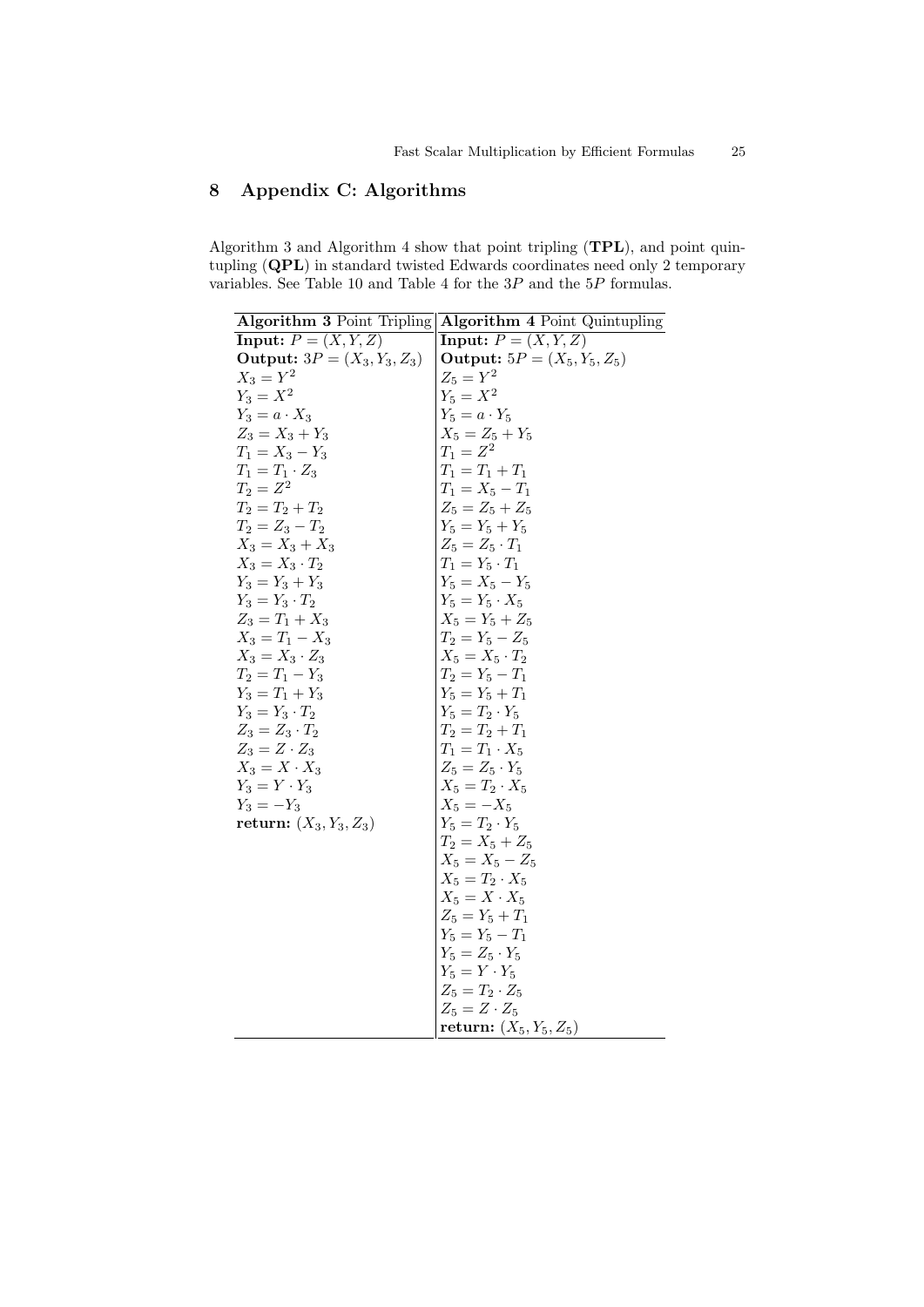## 8 Appendix C: Algorithms

Algorithm 3 and Algorithm 4 show that point tripling (**TPL**), and point quintupling (**QPL**) in standard twisted Edwards coordinates need only 2 temporary variables. See Table 10 and Table 4 for the $3P$ and the $5P$ formulas.

| **Algorithm 3** Point Tripling | **Algorithm 4** Point Quintupling |
|---|---|
| **Input:** $P = (X, Y, Z)$ | **Input:** $P = (X, Y, Z)$ |
| **Output:** $3P = (X_3, Y_3, Z_3)$ | **Output:** $5P = (X_5, Y_5, Z_5)$ |
| $X_3 = Y^2$ | $Z_5 = Y^2$ |
| $Y_3 = X^2$ | $Y_5 = X^2$ |
| $Y_3 = a \cdot X_3$ | $Y_5 = a \cdot Y_5$ |
| $Z_3 = X_3 + Y_3$ | $X_5 = Z_5 + Y_5$ |
| $T_1 = X_3 - Y_3$ | $T_1 = Z^2$ |
| $T_1 = T_1 \cdot Z_3$ | $T_1 = T_1 + T_1$ |
| $T_2 = Z^2$ | $T_1 = X_5 - T_1$ |
| $T_2 = T_2 + T_2$ | $Z_5 = Z_5 + Z_5$ |
| $T_2 = Z_3 - T_2$ | $Y_5 = Y_5 + Y_5$ |
| $X_3 = X_3 + X_3$ | $Z_5 = Z_5 \cdot T_1$ |
| $X_3 = X_3 \cdot T_2$ | $T_1 = Y_5 \cdot T_1$ |
| $Y_3 = Y_3 + Y_3$ | $Y_5 = X_5 - Y_5$ |
| $Y_3 = Y_3 \cdot T_2$ | $Y_5 = Y_5 \cdot X_5$ |
| $Z_3 = T_1 + X_3$ | $X_5 = Y_5 + Z_5$ |
| $X_3 = T_1 - X_3$ | $T_2 = Y_5 - Z_5$ |
| $X_3 = X_3 \cdot Z_3$ | $X_5 = X_5 \cdot T_2$ |
| $T_2 = T_1 - Y_3$ | $T_2 = Y_5 - T_1$ |
| $Y_3 = T_1 + Y_3$ | $Y_5 = Y_5 + T_1$ |
| $Y_3 = Y_3 \cdot T_2$ | $Y_5 = T_2 \cdot Y_5$ |
| $Z_3 = Z_3 \cdot T_2$ | $T_2 = T_2 + T_1$ |
| $Z_3 = Z \cdot Z_3$ | $T_1 = T_1 \cdot X_5$ |
| $X_3 = X \cdot X_3$ | $Z_5 = Z_5 \cdot Y_5$ |
| $Y_3 = Y \cdot Y_3$ | $X_5 = T_2 \cdot X_5$ |
| $Y_3 = -Y_3$ | $X_5 = -X_5$ |
| **return:** $(X_3, Y_3, Z_3)$ | $Y_5 = T_2 \cdot Y_5$ |
| | $T_2 = X_5 + Z_5$ |
| | $X_5 = X_5 - Z_5$ |
| | $X_5 = T_2 \cdot X_5$ |
| | $X_5 = X \cdot X_5$ |
| | $Z_5 = Y_5 + T_1$ |
| | $Y_5 = Y_5 - T_1$ |
| | $Y_5 = Z_5 \cdot Y_5$ |
| | $Y_5 = Y \cdot Y_5$ |
| | $Z_5 = T_2 \cdot Z_5$ |
| | $Z_5 = Z \cdot Z_5$ |
| | **return:** $(X_5, Y_5, Z_5)$ |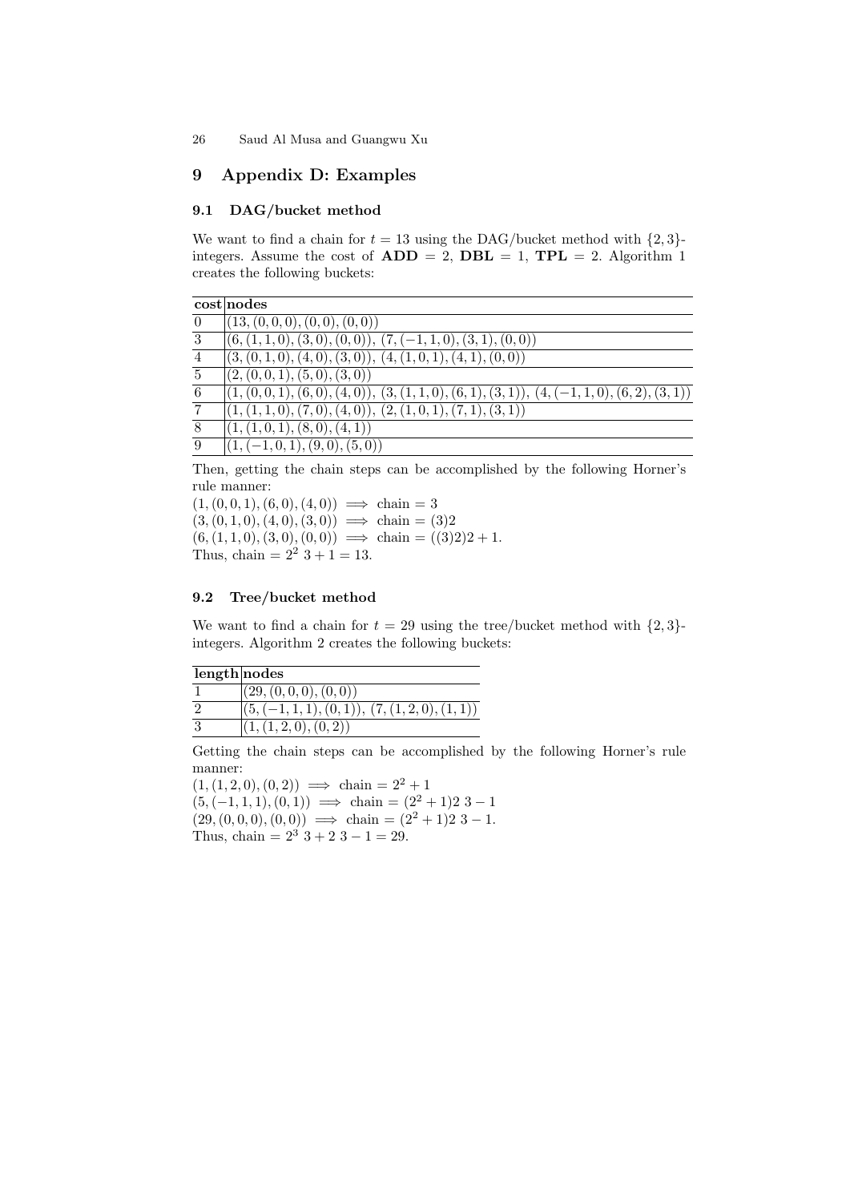## 9 Appendix D: Examples

### 9.1 DAG/bucket method

We want to find a chain for $t = 13$ using the DAG/bucket method with $\{2, 3\}$-integers. Assume the cost of **ADD** $= 2$, **DBL** $= 1$, **TPL** $= 2$. Algorithm 1 creates the following buckets:

| **cost** | **nodes** |
|---|---|
| 0 | $(13, (0, 0, 0), (0, 0), (0, 0))$ |
| 3 | $(6, (1, 1, 0), (3, 0), (0, 0))$, $(7, (-1, 1, 0), (3, 1), (0, 0))$ |
| 4 | $(3, (0, 1, 0), (4, 0), (3, 0))$, $(4, (1, 0, 1), (4, 1), (0, 0))$ |
| 5 | $(2, (0, 0, 1), (5, 0), (3, 0))$ |
| 6 | $(1, (0, 0, 1), (6, 0), (4, 0))$, $(3, (1, 1, 0), (6, 1), (3, 1))$, $(4, (-1, 1, 0), (6, 2), (3, 1))$ |
| 7 | $(1, (1, 1, 0), (7, 0), (4, 0))$, $(2, (1, 0, 1), (7, 1), (3, 1))$ |
| 8 | $(1, (1, 0, 1), (8, 0), (4, 1))$ |
| 9 | $(1, (-1, 0, 1), (9, 0), (5, 0))$ |

Then, getting the chain steps can be accomplished by the following Horner's rule manner:

$(1, (0, 0, 1), (6, 0), (4, 0)) \implies \text{chain} = 3$

$(3, (0, 1, 0), (4, 0), (3, 0)) \implies \text{chain} = (3)2$

$(6, (1, 1, 0), (3, 0), (0, 0)) \implies \text{chain} = ((3)2)2 + 1.$

Thus, chain $= 2^2\ 3 + 1 = 13$.

### 9.2 Tree/bucket method

We want to find a chain for $t = 29$ using the tree/bucket method with $\{2, 3\}$-integers. Algorithm 2 creates the following buckets:

| **length** | **nodes** |
|---|---|
| 1 | $(29, (0, 0, 0), (0, 0))$ |
| 2 | $(5, (-1, 1, 1), (0, 1))$, $(7, (1, 2, 0), (1, 1))$ |
| 3 | $(1, (1, 2, 0), (0, 2))$ |

Getting the chain steps can be accomplished by the following Horner's rule manner:

$(1, (1, 2, 0), (0, 2)) \implies \text{chain} = 2^2 + 1$

$(5, (-1, 1, 1), (0, 1)) \implies \text{chain} = (2^2 + 1)2\ 3 - 1$

$(29, (0, 0, 0), (0, 0)) \implies \text{chain} = (2^2 + 1)2\ 3 - 1.$

Thus, chain $= 2^3\ 3 + 2\ 3 - 1 = 29$.